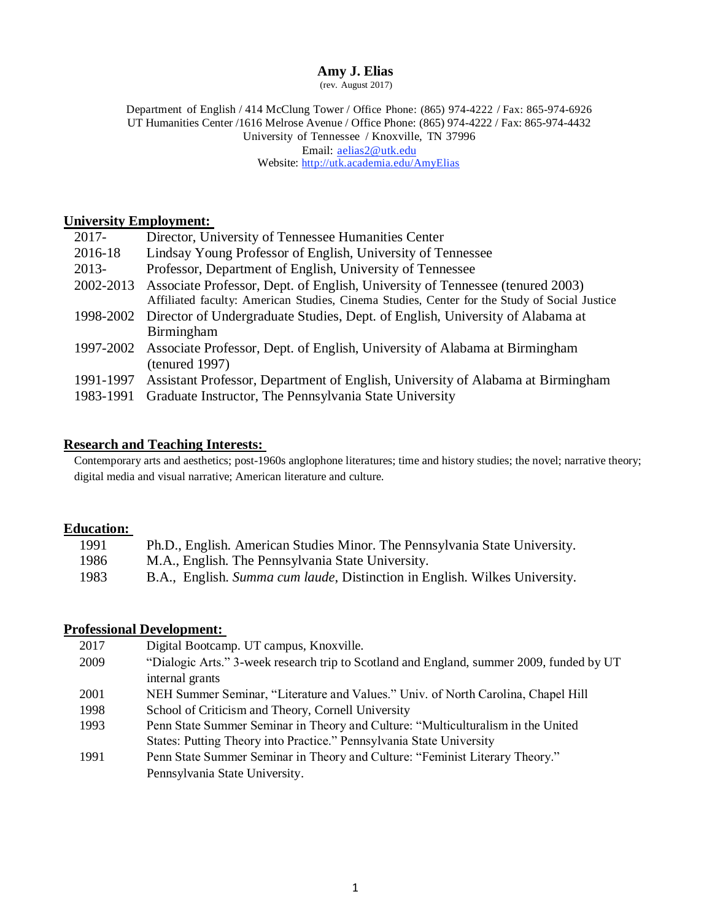# Amy J. Elias

(rev. August 2017)

Department of English / 414 McClung Tower / Office Phone: (865) 974-4222 / Fax: 865-974-6926
UT Humanities Center /1616 Melrose Avenue / Office Phone: (865) 974-4222 / Fax: 865-974-4432
University of Tennessee / Knoxville, TN 37996
Email: aelias2@utk.edu
Website: http://utk.academia.edu/AmyElias

## University Employment:

| | |
|---|---|
| 2017- | Director, University of Tennessee Humanities Center |
| 2016-18 | Lindsay Young Professor of English, University of Tennessee |
| 2013- | Professor, Department of English, University of Tennessee |
| 2002-2013 | Associate Professor, Dept. of English, University of Tennessee (tenured 2003)<br>Affiliated faculty: American Studies, Cinema Studies, Center for the Study of Social Justice |
| 1998-2002 | Director of Undergraduate Studies, Dept. of English, University of Alabama at Birmingham |
| 1997-2002 | Associate Professor, Dept. of English, University of Alabama at Birmingham (tenured 1997) |
| 1991-1997 | Assistant Professor, Department of English, University of Alabama at Birmingham |
| 1983-1991 | Graduate Instructor, The Pennsylvania State University |

## Research and Teaching Interests:

Contemporary arts and aesthetics; post-1960s anglophone literatures; time and history studies; the novel; narrative theory; digital media and visual narrative; American literature and culture.

## Education:

| | |
|---|---|
| 1991 | Ph.D., English. American Studies Minor. The Pennsylvania State University. |
| 1986 | M.A., English. The Pennsylvania State University. |
| 1983 | B.A., English. *Summa cum laude*, Distinction in English. Wilkes University. |

## Professional Development:

| | |
|---|---|
| 2017 | Digital Bootcamp. UT campus, Knoxville. |
| 2009 | "Dialogic Arts." 3-week research trip to Scotland and England, summer 2009, funded by UT internal grants |
| 2001 | NEH Summer Seminar, "Literature and Values." Univ. of North Carolina, Chapel Hill |
| 1998 | School of Criticism and Theory, Cornell University |
| 1993 | Penn State Summer Seminar in Theory and Culture: "Multiculturalism in the United States: Putting Theory into Practice." Pennsylvania State University |
| 1991 | Penn State Summer Seminar in Theory and Culture: "Feminist Literary Theory." Pennsylvania State University. |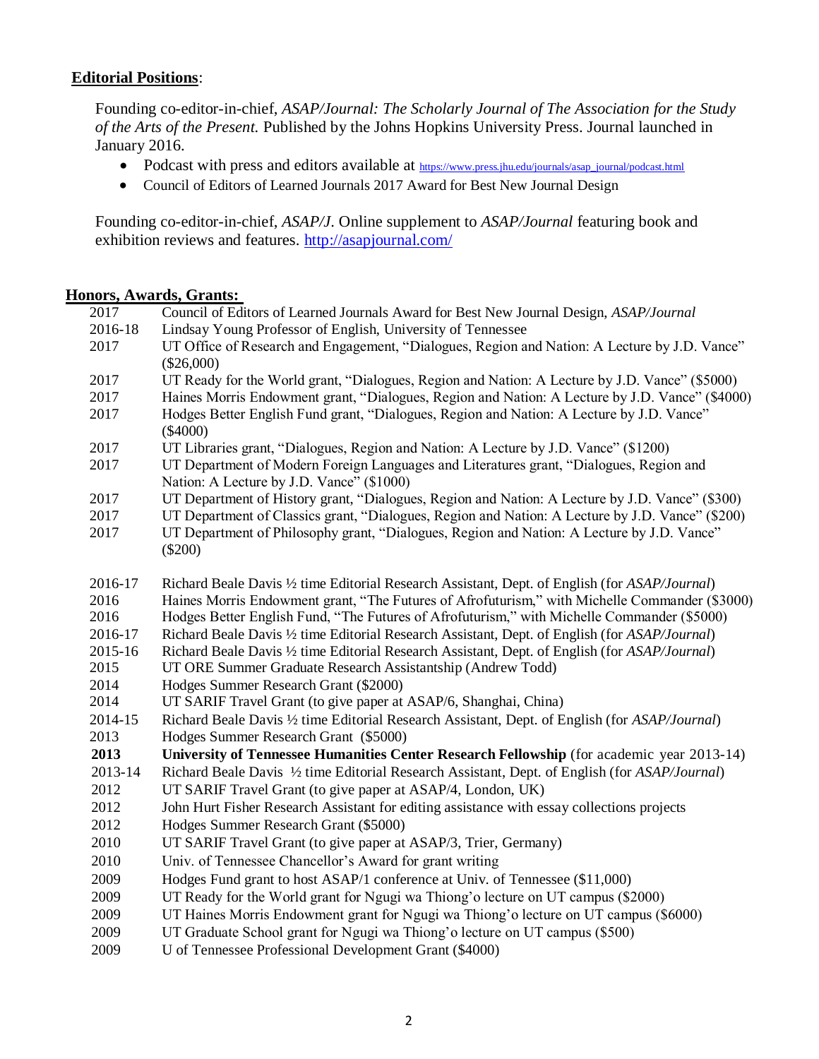## **Editorial Positions**:

Founding co-editor-in-chief, *ASAP/Journal: The Scholarly Journal of The Association for the Study of the Arts of the Present.* Published by the Johns Hopkins University Press. Journal launched in January 2016.

- Podcast with press and editors available at https://www.press.jhu.edu/journals/asap_journal/podcast.html
- Council of Editors of Learned Journals 2017 Award for Best New Journal Design

Founding co-editor-in-chief, *ASAP/J*. Online supplement to *ASAP/Journal* featuring book and exhibition reviews and features. http://asapjournal.com/

## **Honors, Awards, Grants:**

| | |
|---|---|
| 2017 | Council of Editors of Learned Journals Award for Best New Journal Design, *ASAP/Journal* |
| 2016-18 | Lindsay Young Professor of English, University of Tennessee |
| 2017 | UT Office of Research and Engagement, "Dialogues, Region and Nation: A Lecture by J.D. Vance" ($26,000) |
| 2017 | UT Ready for the World grant, "Dialogues, Region and Nation: A Lecture by J.D. Vance" ($5000) |
| 2017 | Haines Morris Endowment grant, "Dialogues, Region and Nation: A Lecture by J.D. Vance" ($4000) |
| 2017 | Hodges Better English Fund grant, "Dialogues, Region and Nation: A Lecture by J.D. Vance" ($4000) |
| 2017 | UT Libraries grant, "Dialogues, Region and Nation: A Lecture by J.D. Vance" ($1200) |
| 2017 | UT Department of Modern Foreign Languages and Literatures grant, "Dialogues, Region and Nation: A Lecture by J.D. Vance" ($1000) |
| 2017 | UT Department of History grant, "Dialogues, Region and Nation: A Lecture by J.D. Vance" ($300) |
| 2017 | UT Department of Classics grant, "Dialogues, Region and Nation: A Lecture by J.D. Vance" ($200) |
| 2017 | UT Department of Philosophy grant, "Dialogues, Region and Nation: A Lecture by J.D. Vance" ($200) |
| 2016-17 | Richard Beale Davis ½ time Editorial Research Assistant, Dept. of English (for *ASAP/Journal*) |
| 2016 | Haines Morris Endowment grant, "The Futures of Afrofuturism," with Michelle Commander ($3000) |
| 2016 | Hodges Better English Fund, "The Futures of Afrofuturism," with Michelle Commander ($5000) |
| 2016-17 | Richard Beale Davis ½ time Editorial Research Assistant, Dept. of English (for *ASAP/Journal*) |
| 2015-16 | Richard Beale Davis ½ time Editorial Research Assistant, Dept. of English (for *ASAP/Journal*) |
| 2015 | UT ORE Summer Graduate Research Assistantship (Andrew Todd) |
| 2014 | Hodges Summer Research Grant ($2000) |
| 2014 | UT SARIF Travel Grant (to give paper at ASAP/6, Shanghai, China) |
| 2014-15 | Richard Beale Davis ½ time Editorial Research Assistant, Dept. of English (for *ASAP/Journal*) |
| 2013 | Hodges Summer Research Grant ($5000) |
| **2013** | **University of Tennessee Humanities Center Research Fellowship** (for academic year 2013-14) |
| 2013-14 | Richard Beale Davis ½ time Editorial Research Assistant, Dept. of English (for *ASAP/Journal*) |
| 2012 | UT SARIF Travel Grant (to give paper at ASAP/4, London, UK) |
| 2012 | John Hurt Fisher Research Assistant for editing assistance with essay collections projects |
| 2012 | Hodges Summer Research Grant ($5000) |
| 2010 | UT SARIF Travel Grant (to give paper at ASAP/3, Trier, Germany) |
| 2010 | Univ. of Tennessee Chancellor's Award for grant writing |
| 2009 | Hodges Fund grant to host ASAP/1 conference at Univ. of Tennessee ($11,000) |
| 2009 | UT Ready for the World grant for Ngugi wa Thiong'o lecture on UT campus ($2000) |
| 2009 | UT Haines Morris Endowment grant for Ngugi wa Thiong'o lecture on UT campus ($6000) |
| 2009 | UT Graduate School grant for Ngugi wa Thiong'o lecture on UT campus ($500) |
| 2009 | U of Tennessee Professional Development Grant ($4000) |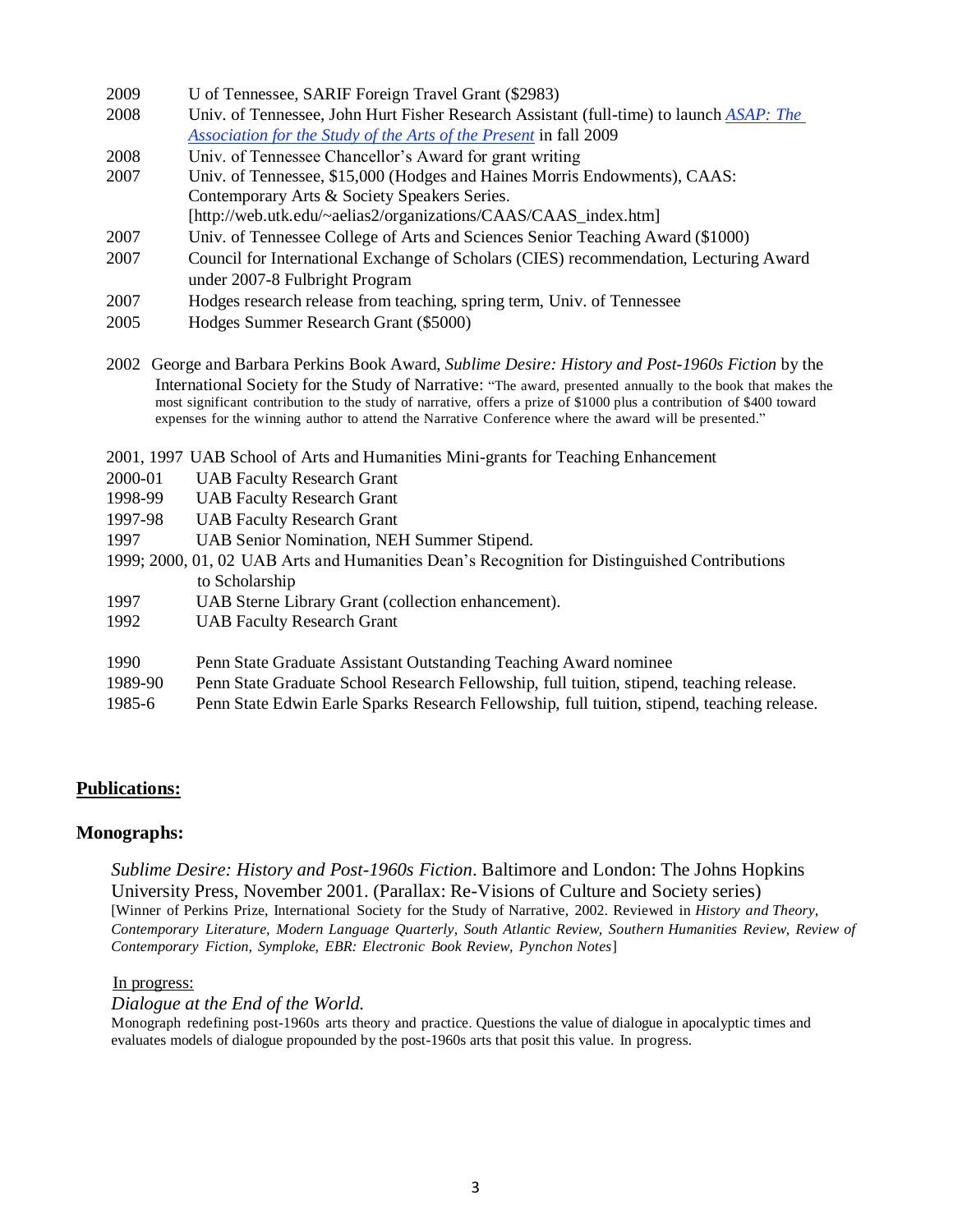2009 U of Tennessee, SARIF Foreign Travel Grant ($2983)

2008 Univ. of Tennessee, John Hurt Fisher Research Assistant (full-time) to launch *ASAP: The Association for the Study of the Arts of the Present* in fall 2009

2008 Univ. of Tennessee Chancellor's Award for grant writing

2007 Univ. of Tennessee, $15,000 (Hodges and Haines Morris Endowments), CAAS: Contemporary Arts & Society Speakers Series. [http://web.utk.edu/~aelias2/organizations/CAAS/CAAS_index.htm]

2007 Univ. of Tennessee College of Arts and Sciences Senior Teaching Award ($1000)

2007 Council for International Exchange of Scholars (CIES) recommendation, Lecturing Award under 2007-8 Fulbright Program

2007 Hodges research release from teaching, spring term, Univ. of Tennessee

2005 Hodges Summer Research Grant ($5000)

2002 George and Barbara Perkins Book Award, *Sublime Desire: History and Post-1960s Fiction* by the International Society for the Study of Narrative: "The award, presented annually to the book that makes the most significant contribution to the study of narrative, offers a prize of $1000 plus a contribution of $400 toward expenses for the winning author to attend the Narrative Conference where the award will be presented."

2001, 1997 UAB School of Arts and Humanities Mini-grants for Teaching Enhancement

2000-01 UAB Faculty Research Grant

1998-99 UAB Faculty Research Grant

1997-98 UAB Faculty Research Grant

1997 UAB Senior Nomination, NEH Summer Stipend.

1999; 2000, 01, 02 UAB Arts and Humanities Dean's Recognition for Distinguished Contributions to Scholarship

1997 UAB Sterne Library Grant (collection enhancement).

1992 UAB Faculty Research Grant

1990 Penn State Graduate Assistant Outstanding Teaching Award nominee

1989-90 Penn State Graduate School Research Fellowship, full tuition, stipend, teaching release.

1985-6 Penn State Edwin Earle Sparks Research Fellowship, full tuition, stipend, teaching release.

## **Publications:**

### Monographs:

*Sublime Desire: History and Post-1960s Fiction*. Baltimore and London: The Johns Hopkins University Press, November 2001. (Parallax: Re-Visions of Culture and Society series) [Winner of Perkins Prize, International Society for the Study of Narrative, 2002. Reviewed in *History and Theory, Contemporary Literature, Modern Language Quarterly, South Atlantic Review, Southern Humanities Review, Review of Contemporary Fiction, Symploke, EBR: Electronic Book Review, Pynchon Notes*]

In progress:

*Dialogue at the End of the World.*

Monograph redefining post-1960s arts theory and practice. Questions the value of dialogue in apocalyptic times and evaluates models of dialogue propounded by the post-1960s arts that posit this value. In progress.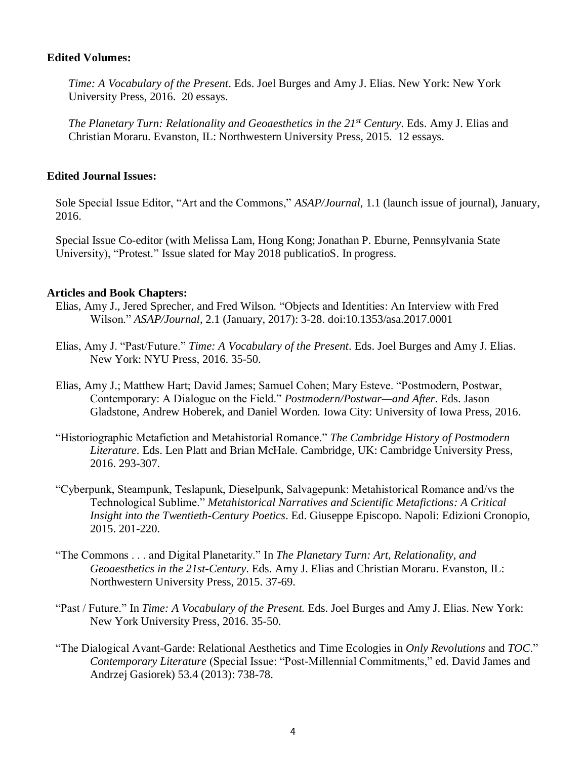**Edited Volumes:**

*Time: A Vocabulary of the Present*. Eds. Joel Burges and Amy J. Elias. New York: New York University Press, 2016. 20 essays.

*The Planetary Turn: Relationality and Geoaesthetics in the 21st Century*. Eds. Amy J. Elias and Christian Moraru. Evanston, IL: Northwestern University Press, 2015. 12 essays.

**Edited Journal Issues:**

Sole Special Issue Editor, "Art and the Commons," *ASAP/Journal*, 1.1 (launch issue of journal), January, 2016.

Special Issue Co-editor (with Melissa Lam, Hong Kong; Jonathan P. Eburne, Pennsylvania State University), "Protest." Issue slated for May 2018 publicatioS. In progress.

**Articles and Book Chapters:**

Elias, Amy J., Jered Sprecher, and Fred Wilson. "Objects and Identities: An Interview with Fred Wilson." *ASAP/Journal*, 2.1 (January, 2017): 3-28. doi:10.1353/asa.2017.0001

Elias, Amy J. "Past/Future." *Time: A Vocabulary of the Present*. Eds. Joel Burges and Amy J. Elias. New York: NYU Press, 2016. 35-50.

Elias, Amy J.; Matthew Hart; David James; Samuel Cohen; Mary Esteve. "Postmodern, Postwar, Contemporary: A Dialogue on the Field." *Postmodern/Postwar—and After*. Eds. Jason Gladstone, Andrew Hoberek, and Daniel Worden. Iowa City: University of Iowa Press, 2016.

"Historiographic Metafiction and Metahistorial Romance." *The Cambridge History of Postmodern Literature*. Eds. Len Platt and Brian McHale. Cambridge, UK: Cambridge University Press, 2016. 293-307.

"Cyberpunk, Steampunk, Teslapunk, Dieselpunk, Salvagepunk: Metahistorical Romance and/vs the Technological Sublime." *Metahistorical Narratives and Scientific Metafictions: A Critical Insight into the Twentieth-Century Poetics*. Ed. Giuseppe Episcopo. Napoli: Edizioni Cronopio, 2015. 201-220.

"The Commons . . . and Digital Planetarity." In *The Planetary Turn: Art, Relationality, and Geoaesthetics in the 21st-Century*. Eds. Amy J. Elias and Christian Moraru. Evanston, IL: Northwestern University Press, 2015. 37-69.

"Past / Future." In *Time: A Vocabulary of the Present.* Eds. Joel Burges and Amy J. Elias. New York: New York University Press, 2016. 35-50.

"The Dialogical Avant-Garde: Relational Aesthetics and Time Ecologies in *Only Revolutions* and *TOC*." *Contemporary Literature* (Special Issue: "Post-Millennial Commitments," ed. David James and Andrzej Gasiorek) 53.4 (2013): 738-78.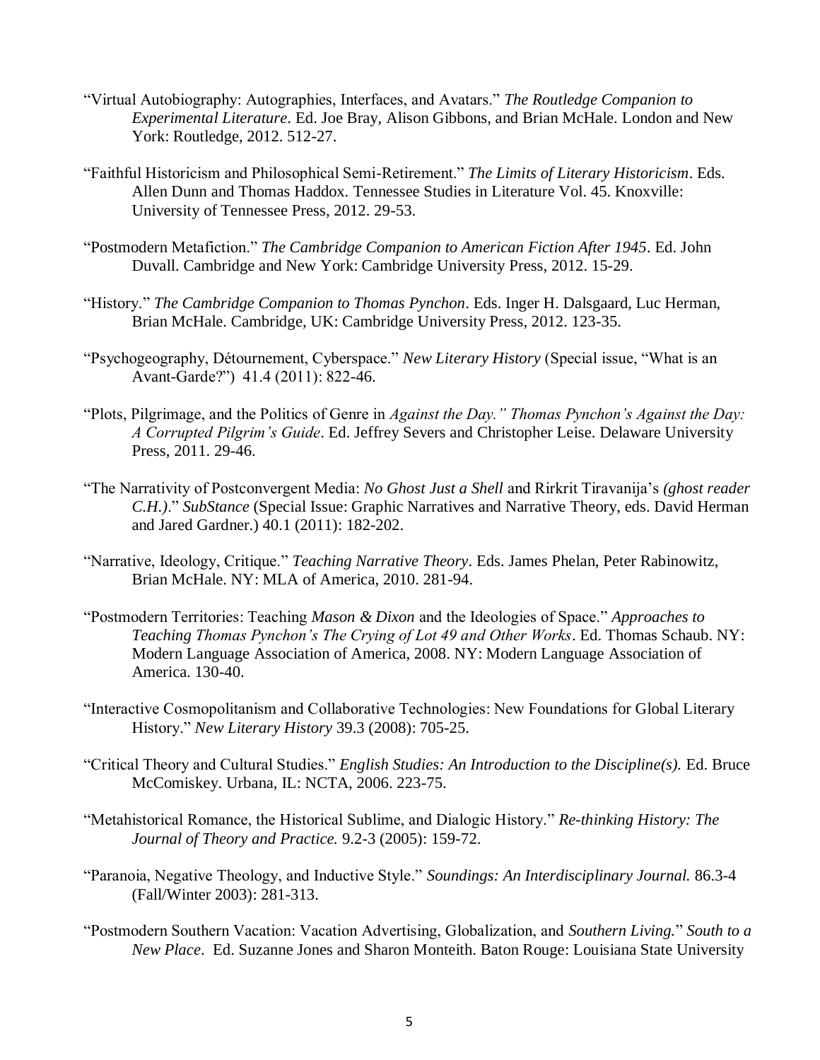"Virtual Autobiography: Autographies, Interfaces, and Avatars." *The Routledge Companion to Experimental Literature*. Ed. Joe Bray, Alison Gibbons, and Brian McHale. London and New York: Routledge, 2012. 512-27.

"Faithful Historicism and Philosophical Semi-Retirement." *The Limits of Literary Historicism*. Eds. Allen Dunn and Thomas Haddox. Tennessee Studies in Literature Vol. 45. Knoxville: University of Tennessee Press, 2012. 29-53.

"Postmodern Metafiction." *The Cambridge Companion to American Fiction After 1945*. Ed. John Duvall. Cambridge and New York: Cambridge University Press, 2012. 15-29.

"History." *The Cambridge Companion to Thomas Pynchon*. Eds. Inger H. Dalsgaard, Luc Herman, Brian McHale. Cambridge, UK: Cambridge University Press, 2012. 123-35.

"Psychogeography, Détournement, Cyberspace." *New Literary History* (Special issue, "What is an Avant-Garde?") 41.4 (2011): 822-46.

"Plots, Pilgrimage, and the Politics of Genre in *Against the Day." Thomas Pynchon's Against the Day: A Corrupted Pilgrim's Guide*. Ed. Jeffrey Severs and Christopher Leise. Delaware University Press, 2011. 29-46.

"The Narrativity of Postconvergent Media: *No Ghost Just a Shell* and Rirkrit Tiravanija's *(ghost reader C.H.)*." *SubStance* (Special Issue: Graphic Narratives and Narrative Theory, eds. David Herman and Jared Gardner.) 40.1 (2011): 182-202.

"Narrative, Ideology, Critique." *Teaching Narrative Theory*. Eds. James Phelan, Peter Rabinowitz, Brian McHale. NY: MLA of America, 2010. 281-94.

"Postmodern Territories: Teaching *Mason & Dixon* and the Ideologies of Space." *Approaches to Teaching Thomas Pynchon's The Crying of Lot 49 and Other Works*. Ed. Thomas Schaub. NY: Modern Language Association of America, 2008. NY: Modern Language Association of America. 130-40.

"Interactive Cosmopolitanism and Collaborative Technologies: New Foundations for Global Literary History." *New Literary History* 39.3 (2008): 705-25.

"Critical Theory and Cultural Studies." *English Studies: An Introduction to the Discipline(s).* Ed. Bruce McComiskey. Urbana, IL: NCTA, 2006. 223-75.

"Metahistorical Romance, the Historical Sublime, and Dialogic History." *Re-thinking History: The Journal of Theory and Practice.* 9.2-3 (2005): 159-72.

"Paranoia, Negative Theology, and Inductive Style." *Soundings: An Interdisciplinary Journal.* 86.3-4 (Fall/Winter 2003): 281-313.

"Postmodern Southern Vacation: Vacation Advertising, Globalization, and *Southern Living.*" *South to a New Place*. Ed. Suzanne Jones and Sharon Monteith. Baton Rouge: Louisiana State University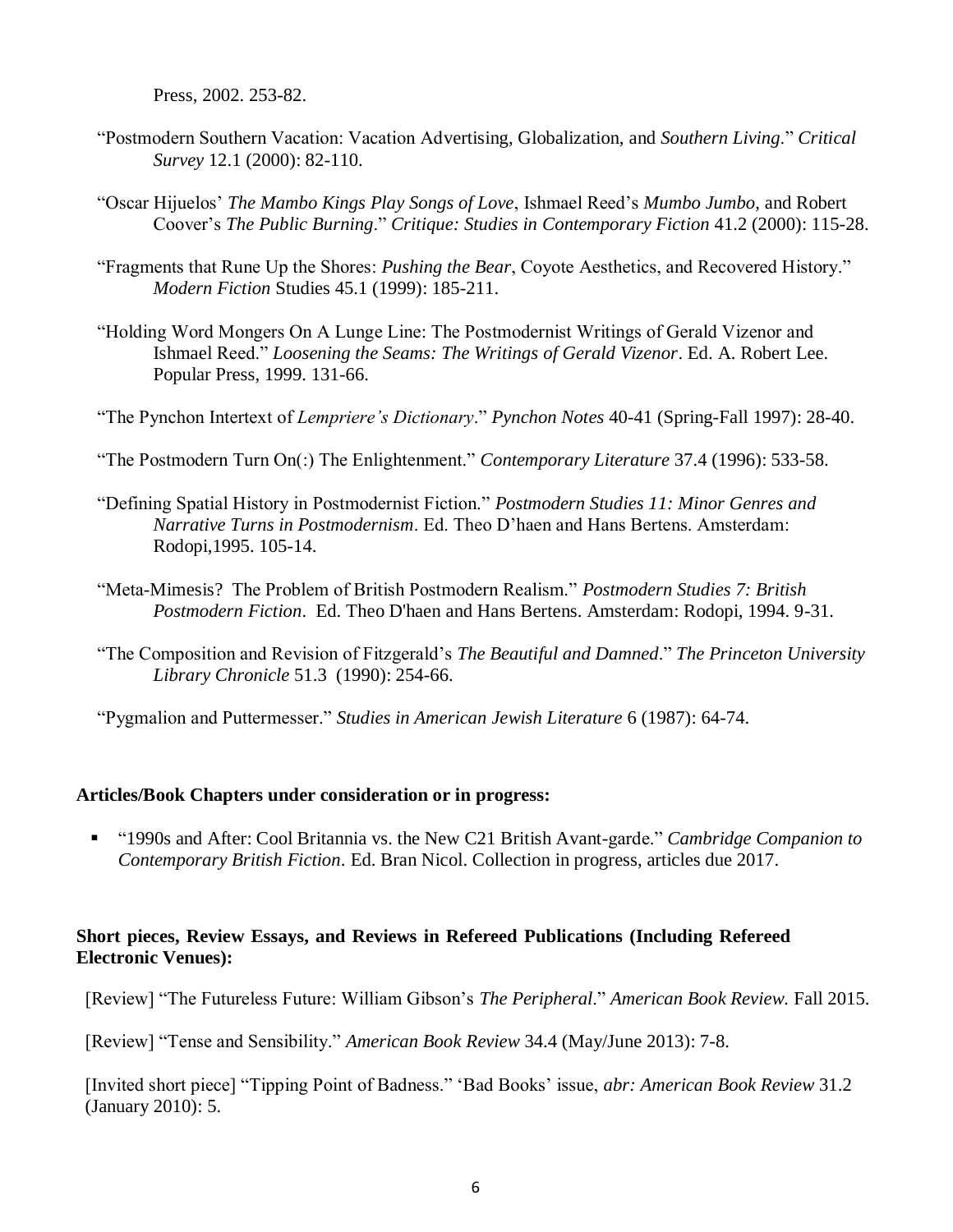Press, 2002. 253-82.

"Postmodern Southern Vacation: Vacation Advertising, Globalization, and *Southern Living*." *Critical Survey* 12.1 (2000): 82-110.

"Oscar Hijuelos' *The Mambo Kings Play Songs of Love*, Ishmael Reed's *Mumbo Jumbo*, and Robert Coover's *The Public Burning*." *Critique: Studies in Contemporary Fiction* 41.2 (2000): 115-28.

"Fragments that Rune Up the Shores: *Pushing the Bear*, Coyote Aesthetics, and Recovered History." *Modern Fiction* Studies 45.1 (1999): 185-211.

"Holding Word Mongers On A Lunge Line: The Postmodernist Writings of Gerald Vizenor and Ishmael Reed." *Loosening the Seams: The Writings of Gerald Vizenor*. Ed. A. Robert Lee. Popular Press, 1999. 131-66.

"The Pynchon Intertext of *Lempriere's Dictionary*." *Pynchon Notes* 40-41 (Spring-Fall 1997): 28-40.

"The Postmodern Turn On(:) The Enlightenment." *Contemporary Literature* 37.4 (1996): 533-58.

"Defining Spatial History in Postmodernist Fiction." *Postmodern Studies 11: Minor Genres and Narrative Turns in Postmodernism*. Ed. Theo D'haen and Hans Bertens. Amsterdam: Rodopi,1995. 105-14.

"Meta-Mimesis? The Problem of British Postmodern Realism." *Postmodern Studies 7: British Postmodern Fiction*. Ed. Theo D'haen and Hans Bertens. Amsterdam: Rodopi, 1994. 9-31.

"The Composition and Revision of Fitzgerald's *The Beautiful and Damned*." *The Princeton University Library Chronicle* 51.3 (1990): 254-66.

"Pygmalion and Puttermesser." *Studies in American Jewish Literature* 6 (1987): 64-74.

**Articles/Book Chapters under consideration or in progress:**

- "1990s and After: Cool Britannia vs. the New C21 British Avant-garde." *Cambridge Companion to Contemporary British Fiction*. Ed. Bran Nicol. Collection in progress, articles due 2017.

**Short pieces, Review Essays, and Reviews in Refereed Publications (Including Refereed Electronic Venues):**

[Review] "The Futureless Future: William Gibson's *The Peripheral*." *American Book Review.* Fall 2015.

[Review] "Tense and Sensibility." *American Book Review* 34.4 (May/June 2013): 7-8.

[Invited short piece] "Tipping Point of Badness." 'Bad Books' issue, *abr: American Book Review* 31.2 (January 2010): 5.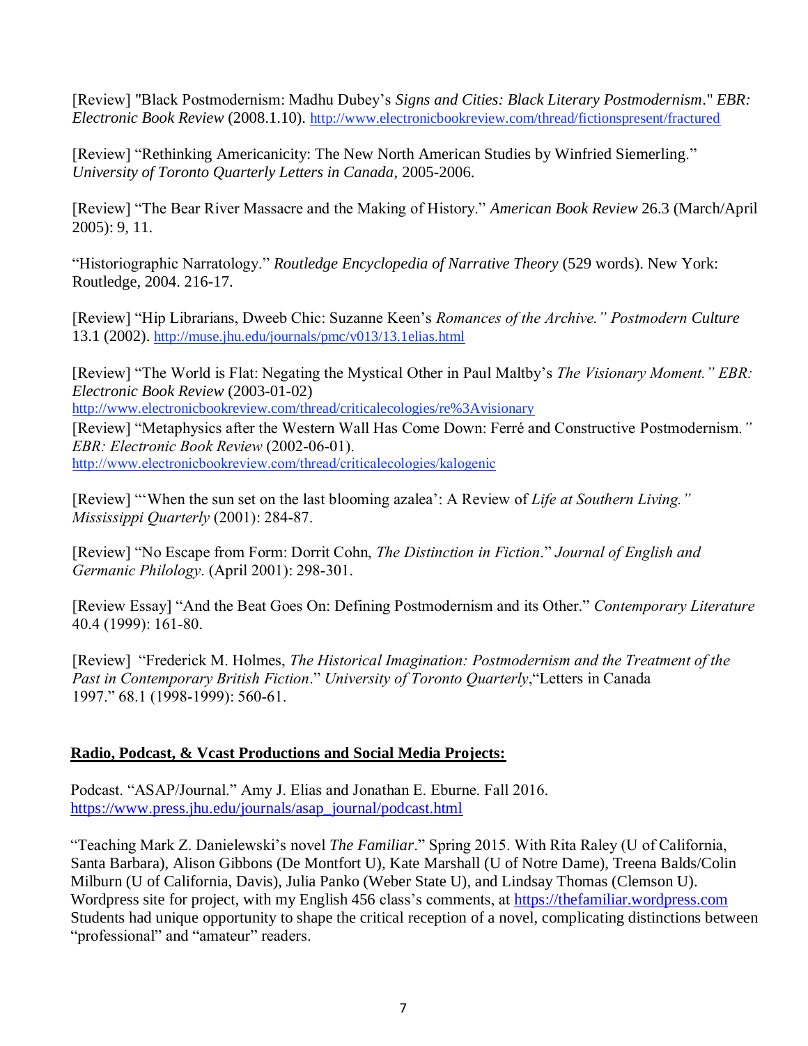[Review] "Black Postmodernism: Madhu Dubey's *Signs and Cities: Black Literary Postmodernism*." *EBR: Electronic Book Review* (2008.1.10). http://www.electronicbookreview.com/thread/fictionspresent/fractured

[Review] "Rethinking Americanicity: The New North American Studies by Winfried Siemerling." *University of Toronto Quarterly Letters in Canada*, 2005-2006.

[Review] "The Bear River Massacre and the Making of History." *American Book Review* 26.3 (March/April 2005): 9, 11.

"Historiographic Narratology." *Routledge Encyclopedia of Narrative Theory* (529 words). New York: Routledge, 2004. 216-17.

[Review] "Hip Librarians, Dweeb Chic: Suzanne Keen's *Romances of the Archive." Postmodern Culture* 13.1 (2002). http://muse.jhu.edu/journals/pmc/v013/13.1elias.html

[Review] "The World is Flat: Negating the Mystical Other in Paul Maltby's *The Visionary Moment." EBR: Electronic Book Review* (2003-01-02) http://www.electronicbookreview.com/thread/criticalecologies/re%3Avisionary

[Review] "Metaphysics after the Western Wall Has Come Down: Ferré and Constructive Postmodernism*." EBR: Electronic Book Review* (2002-06-01). http://www.electronicbookreview.com/thread/criticalecologies/kalogenic

[Review] "'When the sun set on the last blooming azalea': A Review of *Life at Southern Living." Mississippi Quarterly* (2001): 284-87.

[Review] "No Escape from Form: Dorrit Cohn, *The Distinction in Fiction*." *Journal of English and Germanic Philology*. (April 2001): 298-301.

[Review Essay] "And the Beat Goes On: Defining Postmodernism and its Other." *Contemporary Literature* 40.4 (1999): 161-80.

[Review] "Frederick M. Holmes, *The Historical Imagination: Postmodernism and the Treatment of the Past in Contemporary British Fiction*." *University of Toronto Quarterly*,"Letters in Canada 1997." 68.1 (1998-1999): 560-61.

## Radio, Podcast, & Vcast Productions and Social Media Projects:

Podcast. "ASAP/Journal." Amy J. Elias and Jonathan E. Eburne. Fall 2016. https://www.press.jhu.edu/journals/asap_journal/podcast.html

"Teaching Mark Z. Danielewski's novel *The Familiar*." Spring 2015. With Rita Raley (U of California, Santa Barbara), Alison Gibbons (De Montfort U), Kate Marshall (U of Notre Dame), Treena Balds/Colin Milburn (U of California, Davis), Julia Panko (Weber State U), and Lindsay Thomas (Clemson U). Wordpress site for project, with my English 456 class's comments, at https://thefamiliar.wordpress.com Students had unique opportunity to shape the critical reception of a novel, complicating distinctions between "professional" and "amateur" readers.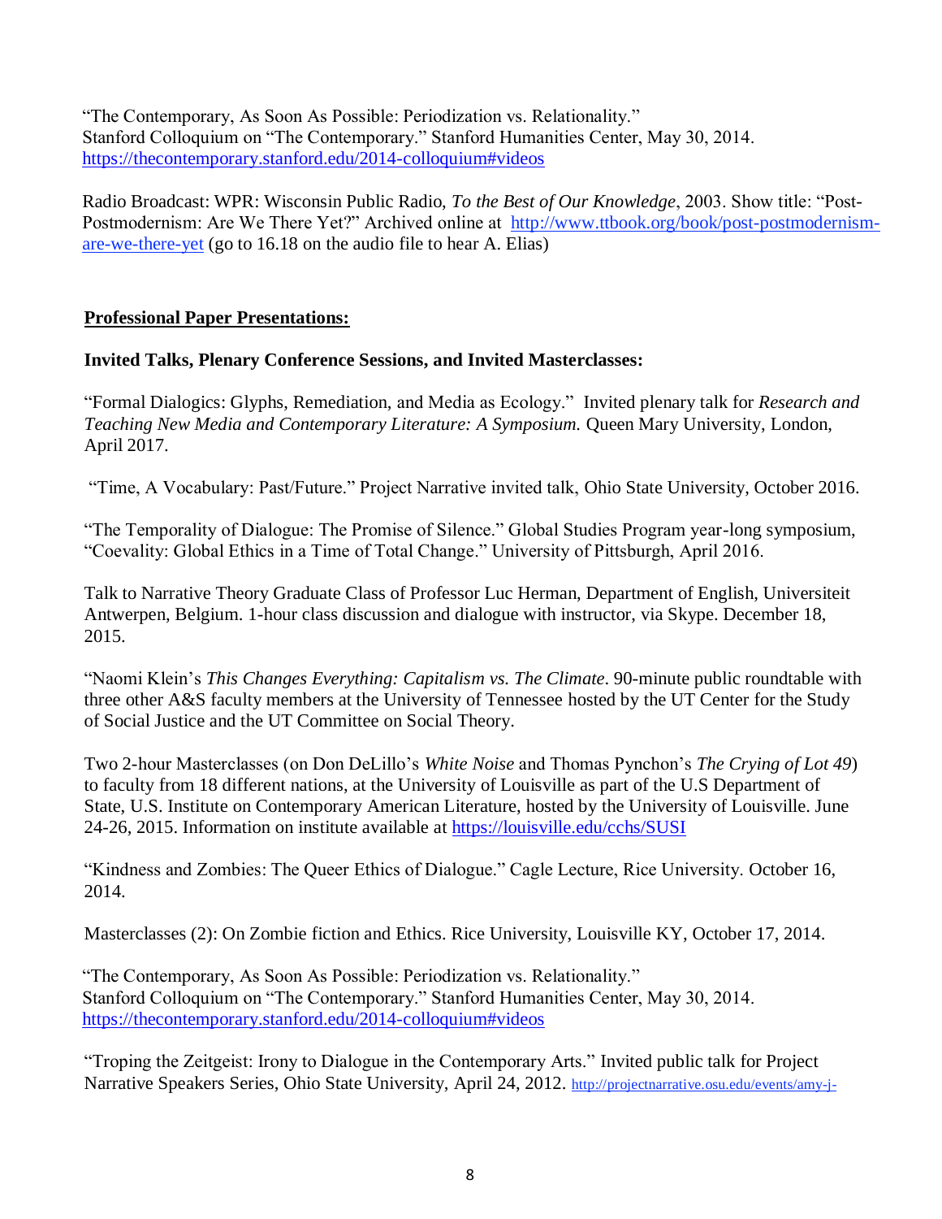"The Contemporary, As Soon As Possible: Periodization vs. Relationality."
Stanford Colloquium on "The Contemporary." Stanford Humanities Center, May 30, 2014.
https://thecontemporary.stanford.edu/2014-colloquium#videos

Radio Broadcast: WPR: Wisconsin Public Radio, *To the Best of Our Knowledge*, 2003. Show title: "Post-Postmodernism: Are We There Yet?" Archived online at http://www.ttbook.org/book/post-postmodernism-are-we-there-yet (go to 16.18 on the audio file to hear A. Elias)

## Professional Paper Presentations:

### Invited Talks, Plenary Conference Sessions, and Invited Masterclasses:

"Formal Dialogics: Glyphs, Remediation, and Media as Ecology." Invited plenary talk for *Research and Teaching New Media and Contemporary Literature: A Symposium.* Queen Mary University, London, April 2017.

"Time, A Vocabulary: Past/Future." Project Narrative invited talk, Ohio State University, October 2016.

"The Temporality of Dialogue: The Promise of Silence." Global Studies Program year-long symposium, "Coevality: Global Ethics in a Time of Total Change." University of Pittsburgh, April 2016.

Talk to Narrative Theory Graduate Class of Professor Luc Herman, Department of English, Universiteit Antwerpen, Belgium. 1-hour class discussion and dialogue with instructor, via Skype. December 18, 2015.

"Naomi Klein's *This Changes Everything: Capitalism vs. The Climate*. 90-minute public roundtable with three other A&S faculty members at the University of Tennessee hosted by the UT Center for the Study of Social Justice and the UT Committee on Social Theory.

Two 2-hour Masterclasses (on Don DeLillo's *White Noise* and Thomas Pynchon's *The Crying of Lot 49*) to faculty from 18 different nations, at the University of Louisville as part of the U.S Department of State, U.S. Institute on Contemporary American Literature, hosted by the University of Louisville. June 24-26, 2015. Information on institute available at https://louisville.edu/cchs/SUSI

"Kindness and Zombies: The Queer Ethics of Dialogue." Cagle Lecture, Rice University. October 16, 2014.

Masterclasses (2): On Zombie fiction and Ethics. Rice University, Louisville KY, October 17, 2014.

"The Contemporary, As Soon As Possible: Periodization vs. Relationality."
Stanford Colloquium on "The Contemporary." Stanford Humanities Center, May 30, 2014.
https://thecontemporary.stanford.edu/2014-colloquium#videos

"Troping the Zeitgeist: Irony to Dialogue in the Contemporary Arts." Invited public talk for Project Narrative Speakers Series, Ohio State University, April 24, 2012. http://projectnarrative.osu.edu/events/amy-j-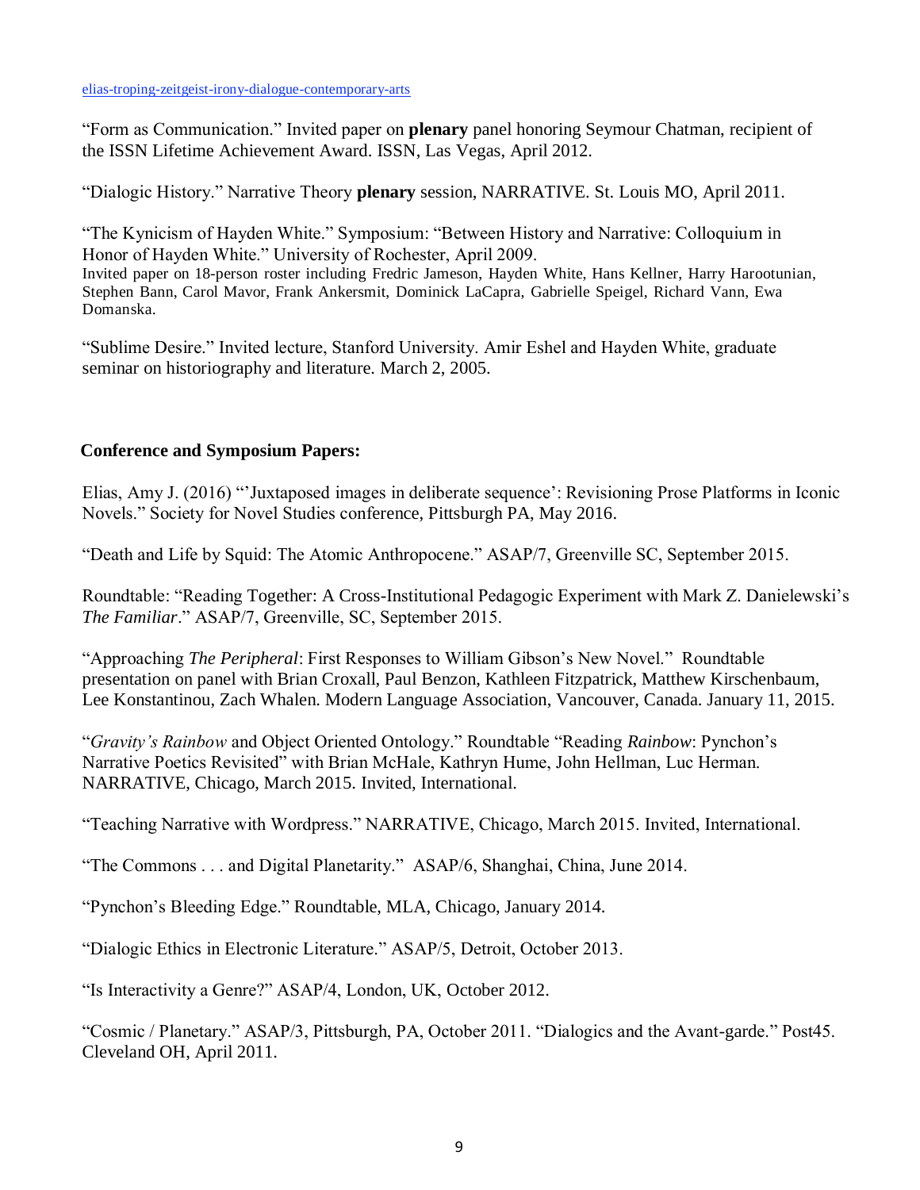elias-troping-zeitgeist-irony-dialogue-contemporary-arts

"Form as Communication." Invited paper on **plenary** panel honoring Seymour Chatman, recipient of the ISSN Lifetime Achievement Award. ISSN, Las Vegas, April 2012.

"Dialogic History." Narrative Theory **plenary** session, NARRATIVE. St. Louis MO, April 2011.

"The Kynicism of Hayden White." Symposium: "Between History and Narrative: Colloquium in Honor of Hayden White." University of Rochester, April 2009.
Invited paper on 18-person roster including Fredric Jameson, Hayden White, Hans Kellner, Harry Harootunian, Stephen Bann, Carol Mavor, Frank Ankersmit, Dominick LaCapra, Gabrielle Speigel, Richard Vann, Ewa Domanska.

"Sublime Desire." Invited lecture, Stanford University. Amir Eshel and Hayden White, graduate seminar on historiography and literature. March 2, 2005.

### Conference and Symposium Papers:

Elias, Amy J. (2016) "'Juxtaposed images in deliberate sequence': Revisioning Prose Platforms in Iconic Novels." Society for Novel Studies conference, Pittsburgh PA, May 2016.

"Death and Life by Squid: The Atomic Anthropocene." ASAP/7, Greenville SC, September 2015.

Roundtable: "Reading Together: A Cross-Institutional Pedagogic Experiment with Mark Z. Danielewski's *The Familiar*." ASAP/7, Greenville, SC, September 2015.

"Approaching *The Peripheral*: First Responses to William Gibson's New Novel." Roundtable presentation on panel with Brian Croxall, Paul Benzon, Kathleen Fitzpatrick, Matthew Kirschenbaum, Lee Konstantinou, Zach Whalen. Modern Language Association, Vancouver, Canada. January 11, 2015.

"*Gravity's Rainbow* and Object Oriented Ontology." Roundtable "Reading *Rainbow*: Pynchon's Narrative Poetics Revisited" with Brian McHale, Kathryn Hume, John Hellman, Luc Herman. NARRATIVE, Chicago, March 2015. Invited, International.

"Teaching Narrative with Wordpress." NARRATIVE, Chicago, March 2015. Invited, International.

"The Commons . . . and Digital Planetarity." ASAP/6, Shanghai, China, June 2014.

"Pynchon's Bleeding Edge." Roundtable, MLA, Chicago, January 2014.

"Dialogic Ethics in Electronic Literature." ASAP/5, Detroit, October 2013.

"Is Interactivity a Genre?" ASAP/4, London, UK, October 2012.

"Cosmic / Planetary." ASAP/3, Pittsburgh, PA, October 2011. "Dialogics and the Avant-garde." Post45. Cleveland OH, April 2011.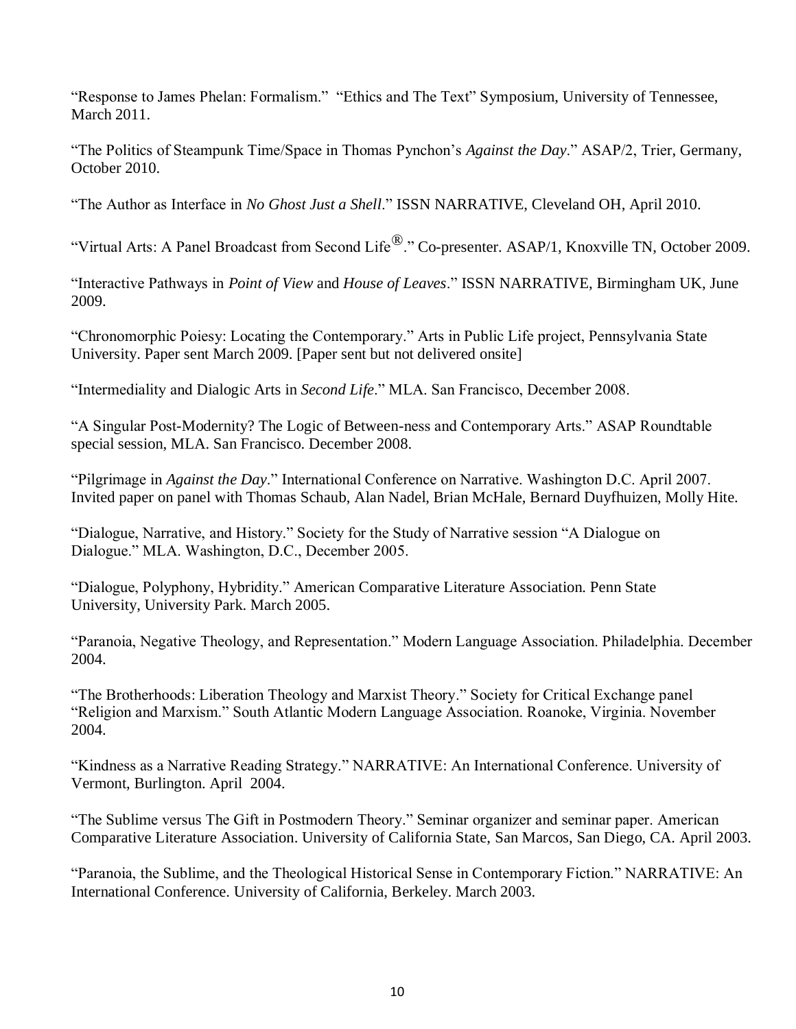“Response to James Phelan: Formalism.” “Ethics and The Text” Symposium, University of Tennessee, March 2011.

“The Politics of Steampunk Time/Space in Thomas Pynchon’s *Against the Day*.” ASAP/2, Trier, Germany, October 2010.

“The Author as Interface in *No Ghost Just a Shell*.” ISSN NARRATIVE, Cleveland OH, April 2010.

“Virtual Arts: A Panel Broadcast from Second Life®.” Co-presenter. ASAP/1, Knoxville TN, October 2009.

“Interactive Pathways in *Point of View* and *House of Leaves*.” ISSN NARRATIVE, Birmingham UK, June 2009.

“Chronomorphic Poiesy: Locating the Contemporary.” Arts in Public Life project, Pennsylvania State University. Paper sent March 2009. [Paper sent but not delivered onsite]

“Intermediality and Dialogic Arts in *Second Life*.” MLA. San Francisco, December 2008.

“A Singular Post-Modernity? The Logic of Between-ness and Contemporary Arts.” ASAP Roundtable special session, MLA. San Francisco. December 2008.

“Pilgrimage in *Against the Day*.” International Conference on Narrative. Washington D.C. April 2007. Invited paper on panel with Thomas Schaub, Alan Nadel, Brian McHale, Bernard Duyfhuizen, Molly Hite.

“Dialogue, Narrative, and History.” Society for the Study of Narrative session “A Dialogue on Dialogue.” MLA. Washington, D.C., December 2005.

“Dialogue, Polyphony, Hybridity.” American Comparative Literature Association. Penn State University, University Park. March 2005.

“Paranoia, Negative Theology, and Representation.” Modern Language Association. Philadelphia. December 2004.

“The Brotherhoods: Liberation Theology and Marxist Theory.” Society for Critical Exchange panel “Religion and Marxism.” South Atlantic Modern Language Association. Roanoke, Virginia. November 2004.

“Kindness as a Narrative Reading Strategy.” NARRATIVE: An International Conference. University of Vermont, Burlington. April 2004.

“The Sublime versus The Gift in Postmodern Theory.” Seminar organizer and seminar paper. American Comparative Literature Association. University of California State, San Marcos, San Diego, CA. April 2003.

“Paranoia, the Sublime, and the Theological Historical Sense in Contemporary Fiction.” NARRATIVE: An International Conference. University of California, Berkeley. March 2003.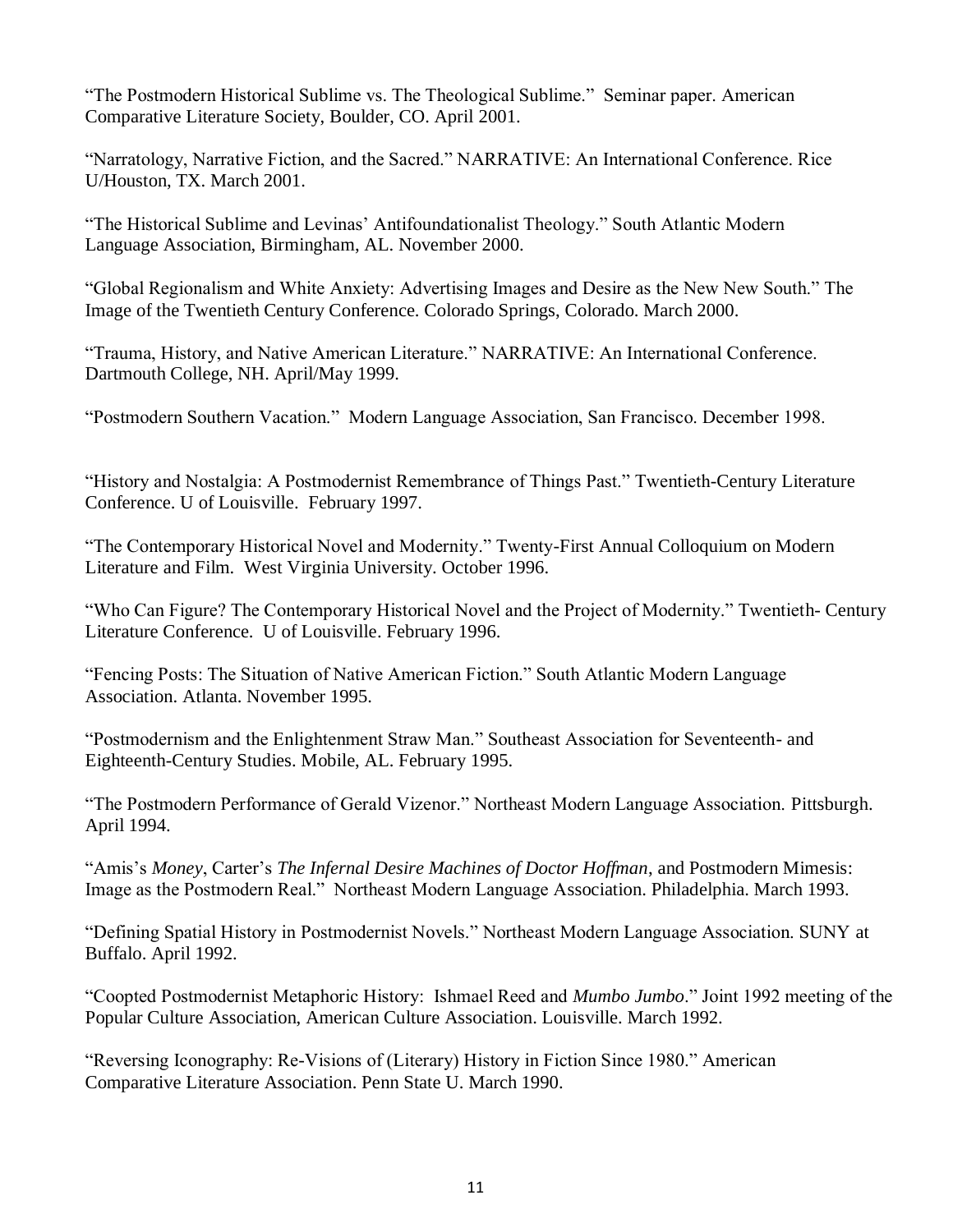"The Postmodern Historical Sublime vs. The Theological Sublime." Seminar paper. American Comparative Literature Society, Boulder, CO. April 2001.

"Narratology, Narrative Fiction, and the Sacred." NARRATIVE: An International Conference. Rice U/Houston, TX. March 2001.

"The Historical Sublime and Levinas' Antifoundationalist Theology." South Atlantic Modern Language Association, Birmingham, AL. November 2000.

"Global Regionalism and White Anxiety: Advertising Images and Desire as the New New South." The Image of the Twentieth Century Conference. Colorado Springs, Colorado. March 2000.

"Trauma, History, and Native American Literature." NARRATIVE: An International Conference. Dartmouth College, NH. April/May 1999.

"Postmodern Southern Vacation." Modern Language Association, San Francisco. December 1998.

"History and Nostalgia: A Postmodernist Remembrance of Things Past." Twentieth-Century Literature Conference. U of Louisville. February 1997.

"The Contemporary Historical Novel and Modernity." Twenty-First Annual Colloquium on Modern Literature and Film. West Virginia University. October 1996.

"Who Can Figure? The Contemporary Historical Novel and the Project of Modernity." Twentieth- Century Literature Conference. U of Louisville. February 1996.

"Fencing Posts: The Situation of Native American Fiction." South Atlantic Modern Language Association. Atlanta. November 1995.

"Postmodernism and the Enlightenment Straw Man." Southeast Association for Seventeenth- and Eighteenth-Century Studies. Mobile, AL. February 1995.

"The Postmodern Performance of Gerald Vizenor." Northeast Modern Language Association. Pittsburgh. April 1994.

"Amis's *Money*, Carter's *The Infernal Desire Machines of Doctor Hoffman*, and Postmodern Mimesis: Image as the Postmodern Real." Northeast Modern Language Association. Philadelphia. March 1993.

"Defining Spatial History in Postmodernist Novels." Northeast Modern Language Association. SUNY at Buffalo. April 1992.

"Coopted Postmodernist Metaphoric History: Ishmael Reed and *Mumbo Jumbo*." Joint 1992 meeting of the Popular Culture Association, American Culture Association. Louisville. March 1992.

"Reversing Iconography: Re-Visions of (Literary) History in Fiction Since 1980." American Comparative Literature Association. Penn State U. March 1990.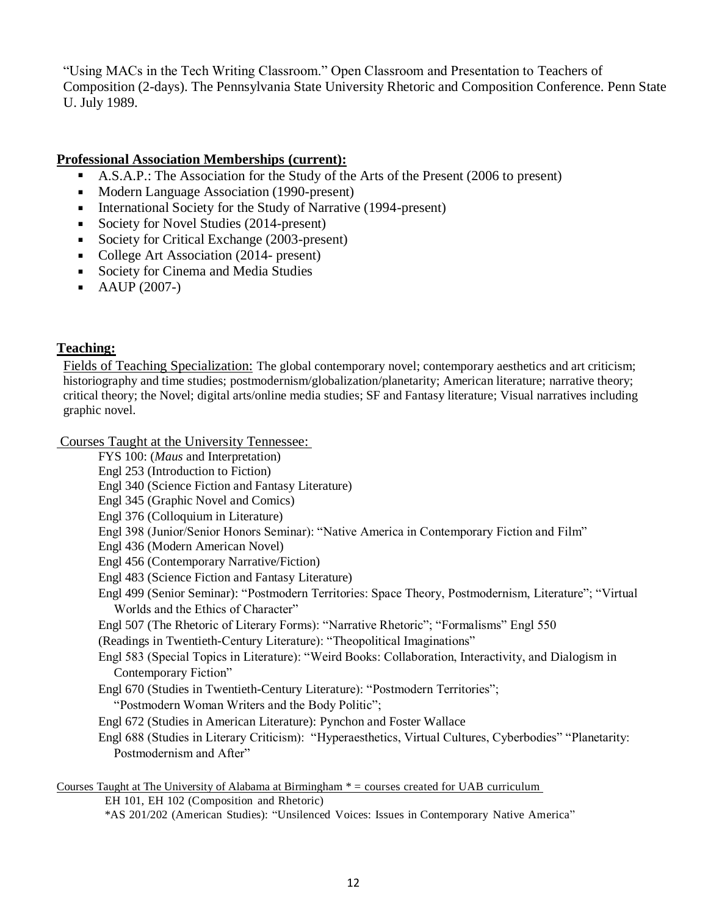"Using MACs in the Tech Writing Classroom." Open Classroom and Presentation to Teachers of Composition (2-days). The Pennsylvania State University Rhetoric and Composition Conference. Penn State U. July 1989.

## Professional Association Memberships (current):

- A.S.A.P.: The Association for the Study of the Arts of the Present (2006 to present)
- Modern Language Association (1990-present)
- International Society for the Study of Narrative (1994-present)
- Society for Novel Studies (2014-present)
- Society for Critical Exchange (2003-present)
- College Art Association (2014- present)
- Society for Cinema and Media Studies
- AAUP (2007-)

## Teaching:

Fields of Teaching Specialization: The global contemporary novel; contemporary aesthetics and art criticism; historiography and time studies; postmodernism/globalization/planetarity; American literature; narrative theory; critical theory; the Novel; digital arts/online media studies; SF and Fantasy literature; Visual narratives including graphic novel.

Courses Taught at the University Tennessee:

FYS 100: (*Maus* and Interpretation)
Engl 253 (Introduction to Fiction)
Engl 340 (Science Fiction and Fantasy Literature)
Engl 345 (Graphic Novel and Comics)
Engl 376 (Colloquium in Literature)
Engl 398 (Junior/Senior Honors Seminar): "Native America in Contemporary Fiction and Film"
Engl 436 (Modern American Novel)
Engl 456 (Contemporary Narrative/Fiction)
Engl 483 (Science Fiction and Fantasy Literature)
Engl 499 (Senior Seminar): "Postmodern Territories: Space Theory, Postmodernism, Literature"; "Virtual Worlds and the Ethics of Character"
Engl 507 (The Rhetoric of Literary Forms): "Narrative Rhetoric"; "Formalisms" Engl 550
(Readings in Twentieth-Century Literature): "Theopolitical Imaginations"
Engl 583 (Special Topics in Literature): "Weird Books: Collaboration, Interactivity, and Dialogism in Contemporary Fiction"
Engl 670 (Studies in Twentieth-Century Literature): "Postmodern Territories"; "Postmodern Woman Writers and the Body Politic";
Engl 672 (Studies in American Literature): Pynchon and Foster Wallace
Engl 688 (Studies in Literary Criticism): "Hyperaesthetics, Virtual Cultures, Cyberbodies" "Planetarity: Postmodernism and After"

Courses Taught at The University of Alabama at Birmingham * = courses created for UAB curriculum

EH 101, EH 102 (Composition and Rhetoric)
*AS 201/202 (American Studies): "Unsilenced Voices: Issues in Contemporary Native America"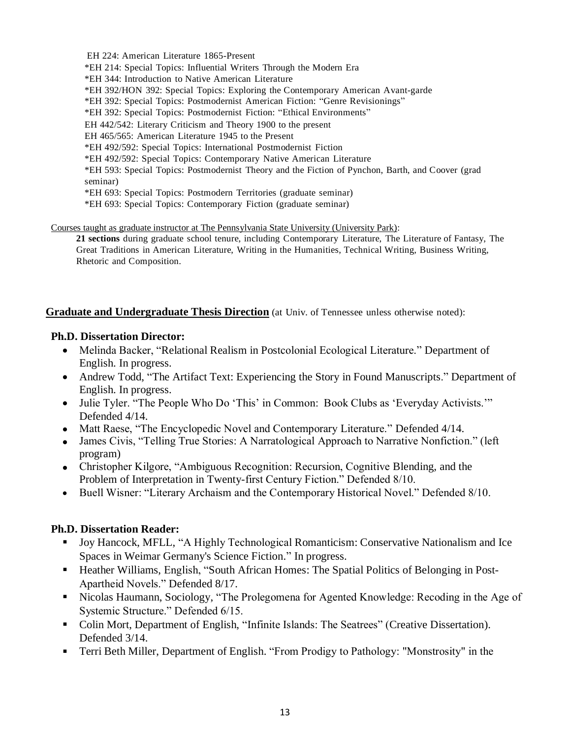EH 224: American Literature 1865-Present
*EH 214: Special Topics: Influential Writers Through the Modern Era
*EH 344: Introduction to Native American Literature
*EH 392/HON 392: Special Topics: Exploring the Contemporary American Avant-garde
*EH 392: Special Topics: Postmodernist American Fiction: "Genre Revisionings"
*EH 392: Special Topics: Postmodernist Fiction: "Ethical Environments"
EH 442/542: Literary Criticism and Theory 1900 to the present
EH 465/565: American Literature 1945 to the Present
*EH 492/592: Special Topics: International Postmodernist Fiction
*EH 492/592: Special Topics: Contemporary Native American Literature
*EH 593: Special Topics: Postmodernist Theory and the Fiction of Pynchon, Barth, and Coover (grad seminar)
*EH 693: Special Topics: Postmodern Territories (graduate seminar)
*EH 693: Special Topics: Contemporary Fiction (graduate seminar)

<u>Courses taught as graduate instructor at The Pennsylvania State University (University Park)</u>:

**21 sections** during graduate school tenure, including Contemporary Literature, The Literature of Fantasy, The Great Traditions in American Literature, Writing in the Humanities, Technical Writing, Business Writing, Rhetoric and Composition.

## Graduate and Undergraduate Thesis Direction (at Univ. of Tennessee unless otherwise noted):

### Ph.D. Dissertation Director:

- Melinda Backer, "Relational Realism in Postcolonial Ecological Literature." Department of English. In progress.
- Andrew Todd, "The Artifact Text: Experiencing the Story in Found Manuscripts." Department of English. In progress.
- Julie Tyler. "The People Who Do 'This' in Common: Book Clubs as 'Everyday Activists.'" Defended 4/14.
- Matt Raese, "The Encyclopedic Novel and Contemporary Literature." Defended 4/14.
- James Civis, "Telling True Stories: A Narratological Approach to Narrative Nonfiction." (left program)
- Christopher Kilgore, "Ambiguous Recognition: Recursion, Cognitive Blending, and the Problem of Interpretation in Twenty-first Century Fiction." Defended 8/10.
- Buell Wisner: "Literary Archaism and the Contemporary Historical Novel." Defended 8/10.

### Ph.D. Dissertation Reader:

- Joy Hancock, MFLL, "A Highly Technological Romanticism: Conservative Nationalism and Ice Spaces in Weimar Germany's Science Fiction." In progress.
- Heather Williams, English, "South African Homes: The Spatial Politics of Belonging in Post-Apartheid Novels." Defended 8/17.
- Nicolas Haumann, Sociology, "The Prolegomena for Agented Knowledge: Recoding in the Age of Systemic Structure." Defended 6/15.
- Colin Mort, Department of English, "Infinite Islands: The Seatrees" (Creative Dissertation). Defended 3/14.
- Terri Beth Miller, Department of English. "From Prodigy to Pathology: "Monstrosity" in the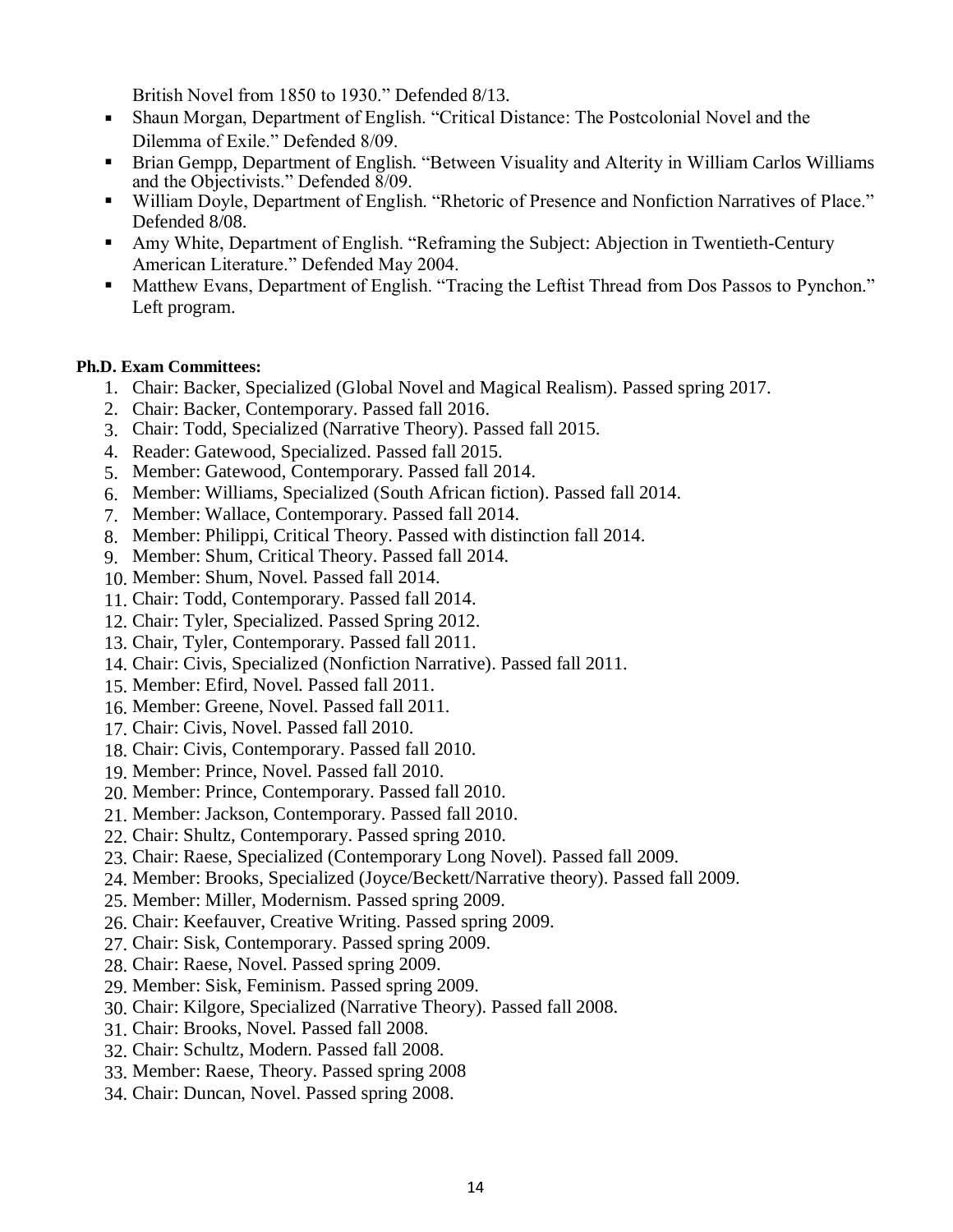British Novel from 1850 to 1930." Defended 8/13.

- Shaun Morgan, Department of English. "Critical Distance: The Postcolonial Novel and the Dilemma of Exile." Defended 8/09.
- Brian Gempp, Department of English. "Between Visuality and Alterity in William Carlos Williams and the Objectivists." Defended 8/09.
- William Doyle, Department of English. "Rhetoric of Presence and Nonfiction Narratives of Place." Defended 8/08.
- Amy White, Department of English. "Reframing the Subject: Abjection in Twentieth-Century American Literature." Defended May 2004.
- Matthew Evans, Department of English. "Tracing the Leftist Thread from Dos Passos to Pynchon." Left program.

**Ph.D. Exam Committees:**

1. Chair: Backer, Specialized (Global Novel and Magical Realism). Passed spring 2017.
2. Chair: Backer, Contemporary. Passed fall 2016.
3. Chair: Todd, Specialized (Narrative Theory). Passed fall 2015.
4. Reader: Gatewood, Specialized. Passed fall 2015.
5. Member: Gatewood, Contemporary. Passed fall 2014.
6. Member: Williams, Specialized (South African fiction). Passed fall 2014.
7. Member: Wallace, Contemporary. Passed fall 2014.
8. Member: Philippi, Critical Theory. Passed with distinction fall 2014.
9. Member: Shum, Critical Theory. Passed fall 2014.
10. Member: Shum, Novel. Passed fall 2014.
11. Chair: Todd, Contemporary. Passed fall 2014.
12. Chair: Tyler, Specialized. Passed Spring 2012.
13. Chair, Tyler, Contemporary. Passed fall 2011.
14. Chair: Civis, Specialized (Nonfiction Narrative). Passed fall 2011.
15. Member: Efird, Novel. Passed fall 2011.
16. Member: Greene, Novel. Passed fall 2011.
17. Chair: Civis, Novel. Passed fall 2010.
18. Chair: Civis, Contemporary. Passed fall 2010.
19. Member: Prince, Novel. Passed fall 2010.
20. Member: Prince, Contemporary. Passed fall 2010.
21. Member: Jackson, Contemporary. Passed fall 2010.
22. Chair: Shultz, Contemporary. Passed spring 2010.
23. Chair: Raese, Specialized (Contemporary Long Novel). Passed fall 2009.
24. Member: Brooks, Specialized (Joyce/Beckett/Narrative theory). Passed fall 2009.
25. Member: Miller, Modernism. Passed spring 2009.
26. Chair: Keefauver, Creative Writing. Passed spring 2009.
27. Chair: Sisk, Contemporary. Passed spring 2009.
28. Chair: Raese, Novel. Passed spring 2009.
29. Member: Sisk, Feminism. Passed spring 2009.
30. Chair: Kilgore, Specialized (Narrative Theory). Passed fall 2008.
31. Chair: Brooks, Novel. Passed fall 2008.
32. Chair: Schultz, Modern. Passed fall 2008.
33. Member: Raese, Theory. Passed spring 2008
34. Chair: Duncan, Novel. Passed spring 2008.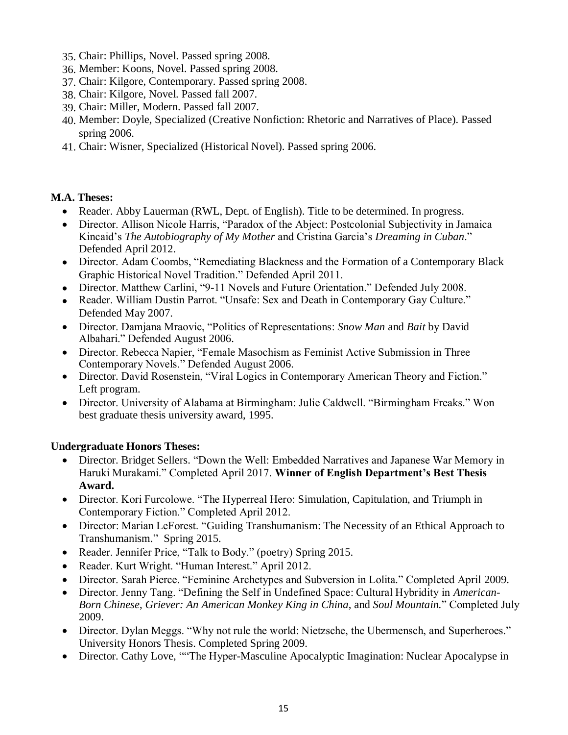35. Chair: Phillips, Novel. Passed spring 2008.
36. Member: Koons, Novel. Passed spring 2008.
37. Chair: Kilgore, Contemporary. Passed spring 2008.
38. Chair: Kilgore, Novel. Passed fall 2007.
39. Chair: Miller, Modern. Passed fall 2007.
40. Member: Doyle, Specialized (Creative Nonfiction: Rhetoric and Narratives of Place). Passed spring 2006.
41. Chair: Wisner, Specialized (Historical Novel). Passed spring 2006.

**M.A. Theses:**

- Reader. Abby Lauerman (RWL, Dept. of English). Title to be determined. In progress.
- Director. Allison Nicole Harris, "Paradox of the Abject: Postcolonial Subjectivity in Jamaica Kincaid's *The Autobiography of My Mother* and Cristina Garcia's *Dreaming in Cuban*." Defended April 2012.
- Director. Adam Coombs, "Remediating Blackness and the Formation of a Contemporary Black Graphic Historical Novel Tradition." Defended April 2011.
- Director. Matthew Carlini, "9-11 Novels and Future Orientation." Defended July 2008.
- Reader. William Dustin Parrot. "Unsafe: Sex and Death in Contemporary Gay Culture." Defended May 2007.
- Director. Damjana Mraovic, "Politics of Representations: *Snow Man* and *Bait* by David Albahari." Defended August 2006.
- Director. Rebecca Napier, "Female Masochism as Feminist Active Submission in Three Contemporary Novels." Defended August 2006.
- Director. David Rosenstein, "Viral Logics in Contemporary American Theory and Fiction." Left program.
- Director. University of Alabama at Birmingham: Julie Caldwell. "Birmingham Freaks." Won best graduate thesis university award, 1995.

**Undergraduate Honors Theses:**

- Director. Bridget Sellers. "Down the Well: Embedded Narratives and Japanese War Memory in Haruki Murakami." Completed April 2017. **Winner of English Department's Best Thesis Award.**
- Director. Kori Furcolowe. "The Hyperreal Hero: Simulation, Capitulation, and Triumph in Contemporary Fiction." Completed April 2012.
- Director: Marian LeForest. "Guiding Transhumanism: The Necessity of an Ethical Approach to Transhumanism." Spring 2015.
- Reader. Jennifer Price, "Talk to Body." (poetry) Spring 2015.
- Reader. Kurt Wright. "Human Interest." April 2012.
- Director. Sarah Pierce. "Feminine Archetypes and Subversion in Lolita." Completed April 2009.
- Director. Jenny Tang. "Defining the Self in Undefined Space: Cultural Hybridity in *American-Born Chinese*, *Griever: An American Monkey King in China*, and *Soul Mountain*." Completed July 2009.
- Director. Dylan Meggs. "Why not rule the world: Nietzsche, the Ubermensch, and Superheroes." University Honors Thesis. Completed Spring 2009.
- Director. Cathy Love, ""The Hyper-Masculine Apocalyptic Imagination: Nuclear Apocalypse in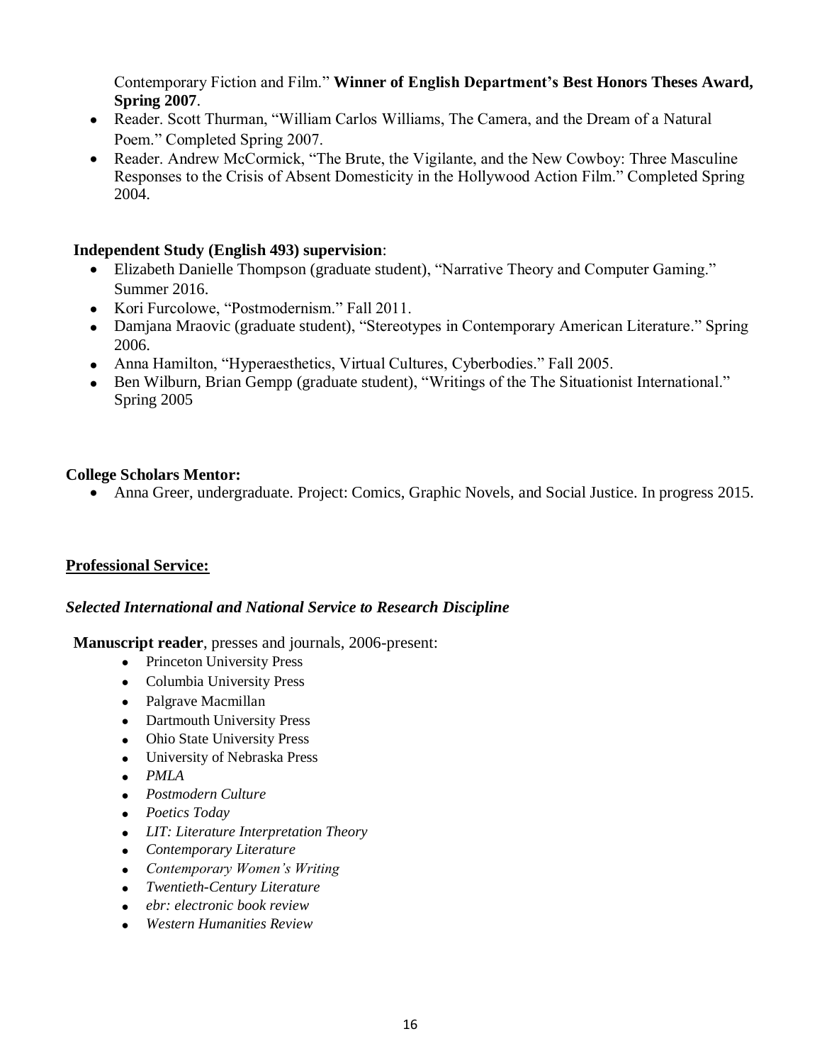Contemporary Fiction and Film." **Winner of English Department's Best Honors Theses Award, Spring 2007**.

- Reader. Scott Thurman, "William Carlos Williams, The Camera, and the Dream of a Natural Poem." Completed Spring 2007.
- Reader. Andrew McCormick, "The Brute, the Vigilante, and the New Cowboy: Three Masculine Responses to the Crisis of Absent Domesticity in the Hollywood Action Film." Completed Spring 2004.

**Independent Study (English 493) supervision**:

- Elizabeth Danielle Thompson (graduate student), "Narrative Theory and Computer Gaming." Summer 2016.
- Kori Furcolowe, "Postmodernism." Fall 2011.
- Damjana Mraovic (graduate student), "Stereotypes in Contemporary American Literature." Spring 2006.
- Anna Hamilton, "Hyperaesthetics, Virtual Cultures, Cyberbodies." Fall 2005.
- Ben Wilburn, Brian Gempp (graduate student), "Writings of the The Situationist International." Spring 2005

**College Scholars Mentor:**

- Anna Greer, undergraduate. Project: Comics, Graphic Novels, and Social Justice. In progress 2015.

## Professional Service:

### *Selected International and National Service to Research Discipline*

**Manuscript reader**, presses and journals, 2006-present:

- Princeton University Press
- Columbia University Press
- Palgrave Macmillan
- Dartmouth University Press
- Ohio State University Press
- University of Nebraska Press
- *PMLA*
- *Postmodern Culture*
- *Poetics Today*
- *LIT: Literature Interpretation Theory*
- *Contemporary Literature*
- *Contemporary Women's Writing*
- *Twentieth-Century Literature*
- *ebr: electronic book review*
- *Western Humanities Review*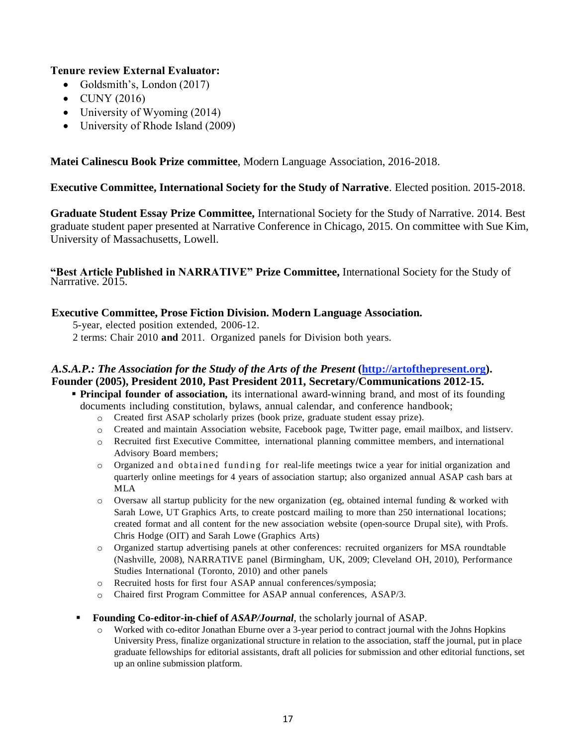**Tenure review External Evaluator:**

- Goldsmith's, London (2017)
- CUNY (2016)
- University of Wyoming (2014)
- University of Rhode Island (2009)

**Matei Calinescu Book Prize committee**, Modern Language Association, 2016-2018.

**Executive Committee, International Society for the Study of Narrative**. Elected position. 2015-2018.

**Graduate Student Essay Prize Committee,** International Society for the Study of Narrative. 2014. Best graduate student paper presented at Narrative Conference in Chicago, 2015. On committee with Sue Kim, University of Massachusetts, Lowell.

**"Best Article Published in NARRATIVE" Prize Committee,** International Society for the Study of Narrrative. 2015.

**Executive Committee, Prose Fiction Division. Modern Language Association.**

5-year, elected position extended, 2006-12.

2 terms: Chair 2010 **and** 2011. Organized panels for Division both years.

***A.S.A.P.: The Association for the Study of the Arts of the Present* ([http://artofthepresent.org](http://artofthepresent.org)).**
**Founder (2005), President 2010, Past President 2011, Secretary/Communications 2012-15.**

- **Principal founder of association,** its international award-winning brand, and most of its founding documents including constitution, bylaws, annual calendar, and conference handbook;
  - Created first ASAP scholarly prizes (book prize, graduate student essay prize).
  - Created and maintain Association website, Facebook page, Twitter page, email mailbox, and listserv.
  - Recruited first Executive Committee, international planning committee members, and international Advisory Board members;
  - Organized and obtained funding for real-life meetings twice a year for initial organization and quarterly online meetings for 4 years of association startup; also organized annual ASAP cash bars at MLA
  - Oversaw all startup publicity for the new organization (eg, obtained internal funding & worked with Sarah Lowe, UT Graphics Arts, to create postcard mailing to more than 250 international locations; created format and all content for the new association website (open-source Drupal site), with Profs. Chris Hodge (OIT) and Sarah Lowe (Graphics Arts)
  - Organized startup advertising panels at other conferences: recruited organizers for MSA roundtable (Nashville, 2008), NARRATIVE panel (Birmingham, UK, 2009; Cleveland OH, 2010), Performance Studies International (Toronto, 2010) and other panels
  - Recruited hosts for first four ASAP annual conferences/symposia;
  - Chaired first Program Committee for ASAP annual conferences, ASAP/3.

- **Founding Co-editor-in-chief of *ASAP/Journal***, the scholarly journal of ASAP.
  - Worked with co-editor Jonathan Eburne over a 3-year period to contract journal with the Johns Hopkins University Press, finalize organizational structure in relation to the association, staff the journal, put in place graduate fellowships for editorial assistants, draft all policies for submission and other editorial functions, set up an online submission platform.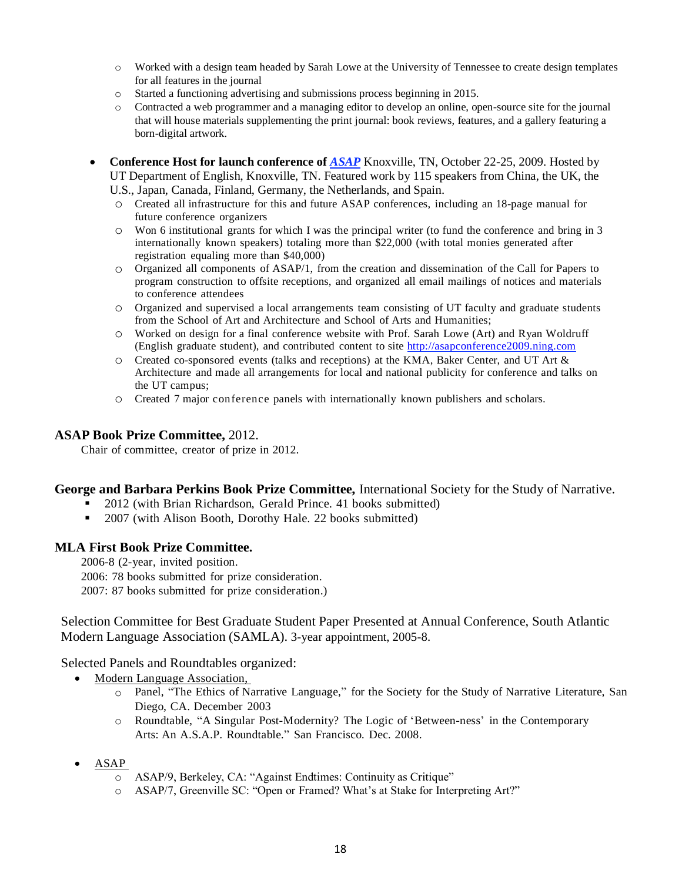- Worked with a design team headed by Sarah Lowe at the University of Tennessee to create design templates for all features in the journal
  - Started a functioning advertising and submissions process beginning in 2015.
  - Contracted a web programmer and a managing editor to develop an online, open-source site for the journal that will house materials supplementing the print journal: book reviews, features, and a gallery featuring a born-digital artwork.

- **Conference Host for launch conference of *ASAP*** Knoxville, TN, October 22-25, 2009. Hosted by UT Department of English, Knoxville, TN. Featured work by 115 speakers from China, the UK, the U.S., Japan, Canada, Finland, Germany, the Netherlands, and Spain.
  - Created all infrastructure for this and future ASAP conferences, including an 18-page manual for future conference organizers
  - Won 6 institutional grants for which I was the principal writer (to fund the conference and bring in 3 internationally known speakers) totaling more than $22,000 (with total monies generated after registration equaling more than $40,000)
  - Organized all components of ASAP/1, from the creation and dissemination of the Call for Papers to program construction to offsite receptions, and organized all email mailings of notices and materials to conference attendees
  - Organized and supervised a local arrangements team consisting of UT faculty and graduate students from the School of Art and Architecture and School of Arts and Humanities;
  - Worked on design for a final conference website with Prof. Sarah Lowe (Art) and Ryan Woldruff (English graduate student), and contributed content to site http://asapconference2009.ning.com
  - Created co-sponsored events (talks and receptions) at the KMA, Baker Center, and UT Art & Architecture and made all arrangements for local and national publicity for conference and talks on the UT campus;
  - Created 7 major conference panels with internationally known publishers and scholars.

**ASAP Book Prize Committee,** 2012.

Chair of committee, creator of prize in 2012.

**George and Barbara Perkins Book Prize Committee,** International Society for the Study of Narrative.

- 2012 (with Brian Richardson, Gerald Prince. 41 books submitted)
- 2007 (with Alison Booth, Dorothy Hale. 22 books submitted)

**MLA First Book Prize Committee.**

2006-8 (2-year, invited position.
2006: 78 books submitted for prize consideration.
2007: 87 books submitted for prize consideration.)

Selection Committee for Best Graduate Student Paper Presented at Annual Conference, South Atlantic Modern Language Association (SAMLA). 3-year appointment, 2005-8.

Selected Panels and Roundtables organized:

- Modern Language Association,
  - Panel, "The Ethics of Narrative Language," for the Society for the Study of Narrative Literature, San Diego, CA. December 2003
  - Roundtable, "A Singular Post-Modernity? The Logic of 'Between-ness' in the Contemporary Arts: An A.S.A.P. Roundtable." San Francisco. Dec. 2008.

- ASAP
  - ASAP/9, Berkeley, CA: "Against Endtimes: Continuity as Critique"
  - ASAP/7, Greenville SC: "Open or Framed? What's at Stake for Interpreting Art?"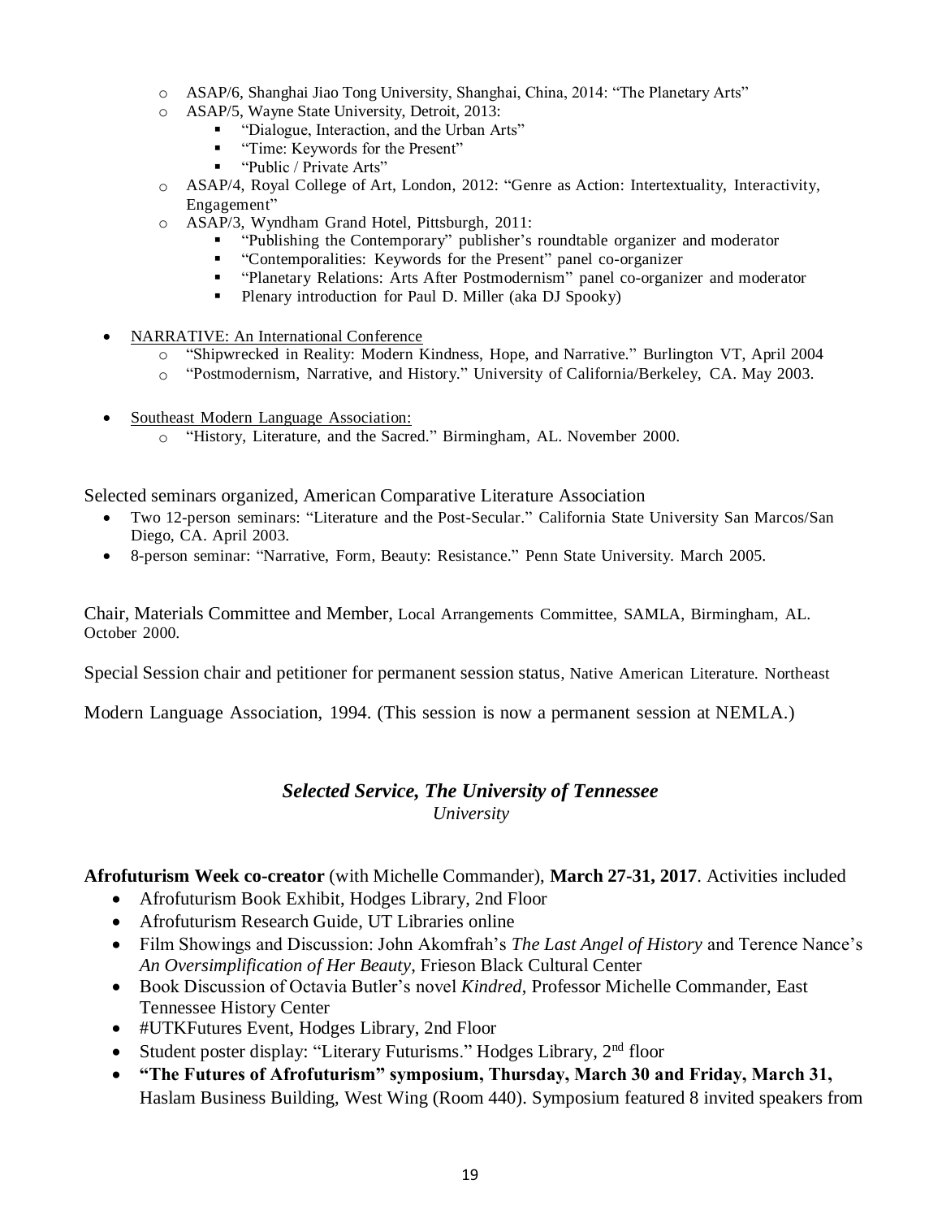- ASAP/6, Shanghai Jiao Tong University, Shanghai, China, 2014: "The Planetary Arts"
- ASAP/5, Wayne State University, Detroit, 2013:
  - "Dialogue, Interaction, and the Urban Arts"
  - "Time: Keywords for the Present"
  - "Public / Private Arts"
- ASAP/4, Royal College of Art, London, 2012: "Genre as Action: Intertextuality, Interactivity, Engagement"
- ASAP/3, Wyndham Grand Hotel, Pittsburgh, 2011:
  - "Publishing the Contemporary" publisher's roundtable organizer and moderator
  - "Contemporalities: Keywords for the Present" panel co-organizer
  - "Planetary Relations: Arts After Postmodernism" panel co-organizer and moderator
  - Plenary introduction for Paul D. Miller (aka DJ Spooky)

- NARRATIVE: An International Conference
  - "Shipwrecked in Reality: Modern Kindness, Hope, and Narrative." Burlington VT, April 2004
  - "Postmodernism, Narrative, and History." University of California/Berkeley, CA. May 2003.

- Southeast Modern Language Association:
  - "History, Literature, and the Sacred." Birmingham, AL. November 2000.

Selected seminars organized, American Comparative Literature Association

- Two 12-person seminars: "Literature and the Post-Secular." California State University San Marcos/San Diego, CA. April 2003.
- 8-person seminar: "Narrative, Form, Beauty: Resistance." Penn State University. March 2005.

Chair, Materials Committee and Member, Local Arrangements Committee, SAMLA, Birmingham, AL. October 2000.

Special Session chair and petitioner for permanent session status, Native American Literature. Northeast Modern Language Association, 1994. (This session is now a permanent session at NEMLA.)

### *Selected Service, The University of Tennessee*

*University*

**Afrofuturism Week co-creator** (with Michelle Commander), **March 27-31, 2017**. Activities included

- Afrofuturism Book Exhibit, Hodges Library, 2nd Floor
- Afrofuturism Research Guide, UT Libraries online
- Film Showings and Discussion: John Akomfrah's *The Last Angel of History* and Terence Nance's *An Oversimplification of Her Beauty*, Frieson Black Cultural Center
- Book Discussion of Octavia Butler's novel *Kindred*, Professor Michelle Commander, East Tennessee History Center
- #UTKFutures Event, Hodges Library, 2nd Floor
- Student poster display: "Literary Futurisms." Hodges Library, 2nd floor
- **"The Futures of Afrofuturism" symposium, Thursday, March 30 and Friday, March 31,** Haslam Business Building, West Wing (Room 440). Symposium featured 8 invited speakers from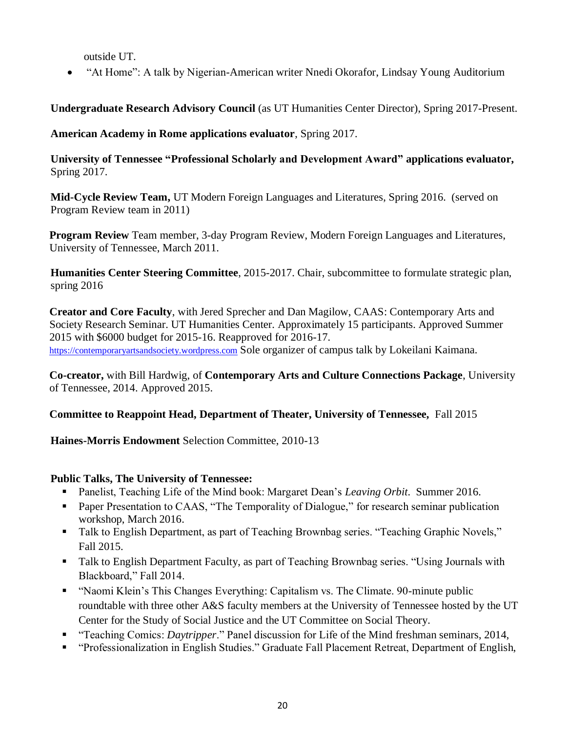outside UT.

- "At Home": A talk by Nigerian-American writer Nnedi Okorafor, Lindsay Young Auditorium

**Undergraduate Research Advisory Council** (as UT Humanities Center Director), Spring 2017-Present.

**American Academy in Rome applications evaluator**, Spring 2017.

**University of Tennessee "Professional Scholarly and Development Award" applications evaluator,** Spring 2017.

**Mid-Cycle Review Team,** UT Modern Foreign Languages and Literatures, Spring 2016. (served on Program Review team in 2011)

**Program Review** Team member, 3-day Program Review, Modern Foreign Languages and Literatures, University of Tennessee, March 2011.

**Humanities Center Steering Committee**, 2015-2017. Chair, subcommittee to formulate strategic plan, spring 2016

**Creator and Core Faculty**, with Jered Sprecher and Dan Magilow, CAAS: Contemporary Arts and Society Research Seminar. UT Humanities Center. Approximately 15 participants. Approved Summer 2015 with $6000 budget for 2015-16. Reapproved for 2016-17. https://contemporaryartsandsociety.wordpress.com Sole organizer of campus talk by Lokeilani Kaimana.

**Co-creator,** with Bill Hardwig, of **Contemporary Arts and Culture Connections Package**, University of Tennessee, 2014. Approved 2015.

**Committee to Reappoint Head, Department of Theater, University of Tennessee,** Fall 2015

**Haines-Morris Endowment** Selection Committee, 2010-13

**Public Talks, The University of Tennessee:**

- Panelist, Teaching Life of the Mind book: Margaret Dean's *Leaving Orbit*. Summer 2016.
- Paper Presentation to CAAS, "The Temporality of Dialogue," for research seminar publication workshop, March 2016.
- Talk to English Department, as part of Teaching Brownbag series. "Teaching Graphic Novels," Fall 2015.
- Talk to English Department Faculty, as part of Teaching Brownbag series. "Using Journals with Blackboard," Fall 2014.
- "Naomi Klein's This Changes Everything: Capitalism vs. The Climate. 90-minute public roundtable with three other A&S faculty members at the University of Tennessee hosted by the UT Center for the Study of Social Justice and the UT Committee on Social Theory.
- "Teaching Comics: *Daytripper*." Panel discussion for Life of the Mind freshman seminars, 2014,
- "Professionalization in English Studies." Graduate Fall Placement Retreat, Department of English,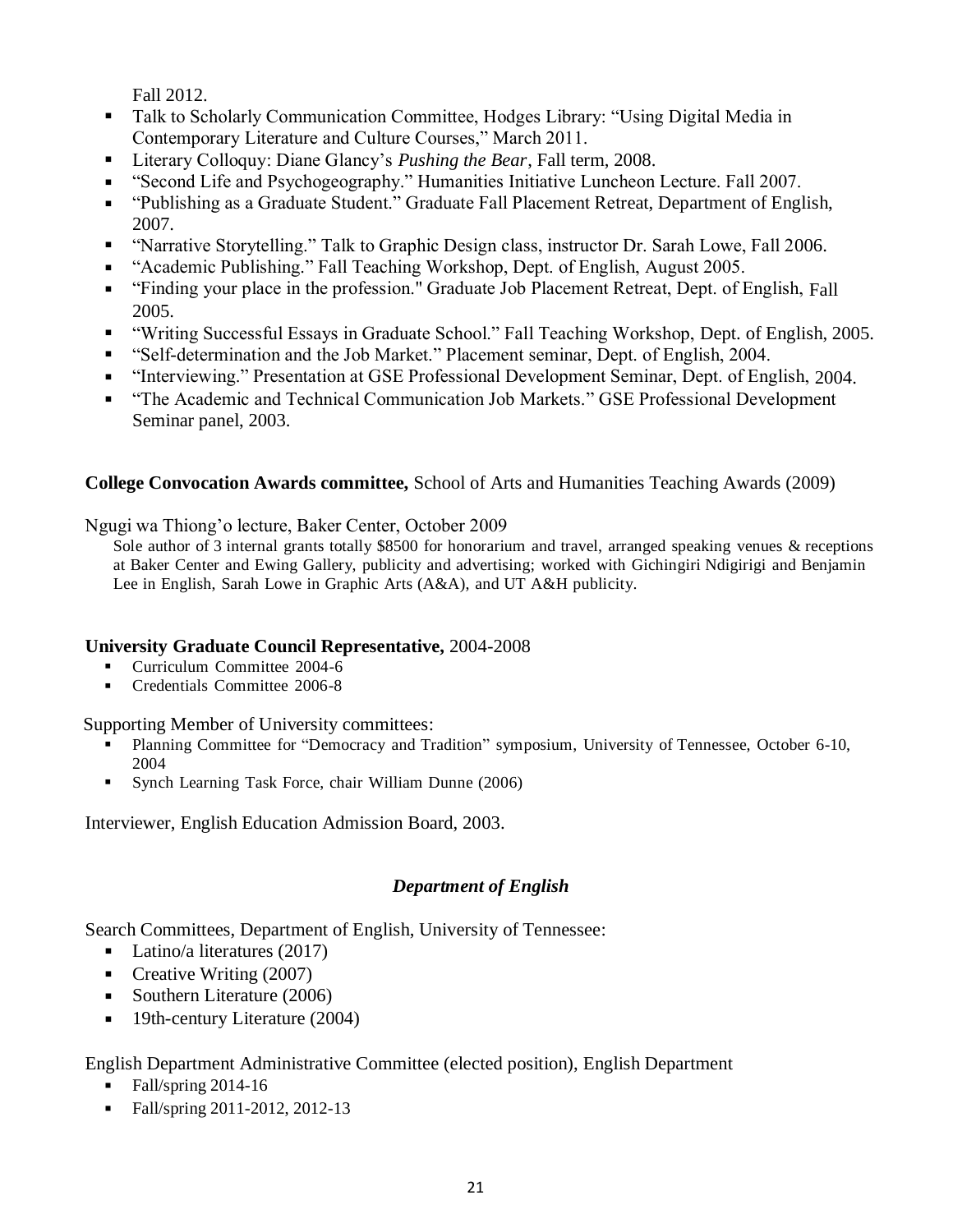Fall 2012.

- Talk to Scholarly Communication Committee, Hodges Library: "Using Digital Media in Contemporary Literature and Culture Courses," March 2011.
- Literary Colloquy: Diane Glancy's *Pushing the Bear*, Fall term, 2008.
- "Second Life and Psychogeography." Humanities Initiative Luncheon Lecture. Fall 2007.
- "Publishing as a Graduate Student." Graduate Fall Placement Retreat, Department of English, 2007.
- "Narrative Storytelling." Talk to Graphic Design class, instructor Dr. Sarah Lowe, Fall 2006.
- "Academic Publishing." Fall Teaching Workshop, Dept. of English, August 2005.
- "Finding your place in the profession." Graduate Job Placement Retreat, Dept. of English, Fall 2005.
- "Writing Successful Essays in Graduate School." Fall Teaching Workshop, Dept. of English, 2005.
- "Self-determination and the Job Market." Placement seminar, Dept. of English, 2004.
- "Interviewing." Presentation at GSE Professional Development Seminar, Dept. of English, 2004.
- "The Academic and Technical Communication Job Markets." GSE Professional Development Seminar panel, 2003.

**College Convocation Awards committee,** School of Arts and Humanities Teaching Awards (2009)

Ngugi wa Thiong'o lecture, Baker Center, October 2009

Sole author of 3 internal grants totally $8500 for honorarium and travel, arranged speaking venues & receptions at Baker Center and Ewing Gallery, publicity and advertising; worked with Gichingiri Ndigirigi and Benjamin Lee in English, Sarah Lowe in Graphic Arts (A&A), and UT A&H publicity.

**University Graduate Council Representative,** 2004-2008

- Curriculum Committee 2004-6
- Credentials Committee 2006-8

Supporting Member of University committees:

- Planning Committee for "Democracy and Tradition" symposium, University of Tennessee, October 6-10, 2004
- Synch Learning Task Force, chair William Dunne (2006)

Interviewer, English Education Admission Board, 2003.

### *Department of English*

Search Committees, Department of English, University of Tennessee:

- Latino/a literatures (2017)
- Creative Writing (2007)
- Southern Literature (2006)
- 19th-century Literature (2004)

English Department Administrative Committee (elected position), English Department

- Fall/spring 2014-16
- Fall/spring 2011-2012, 2012-13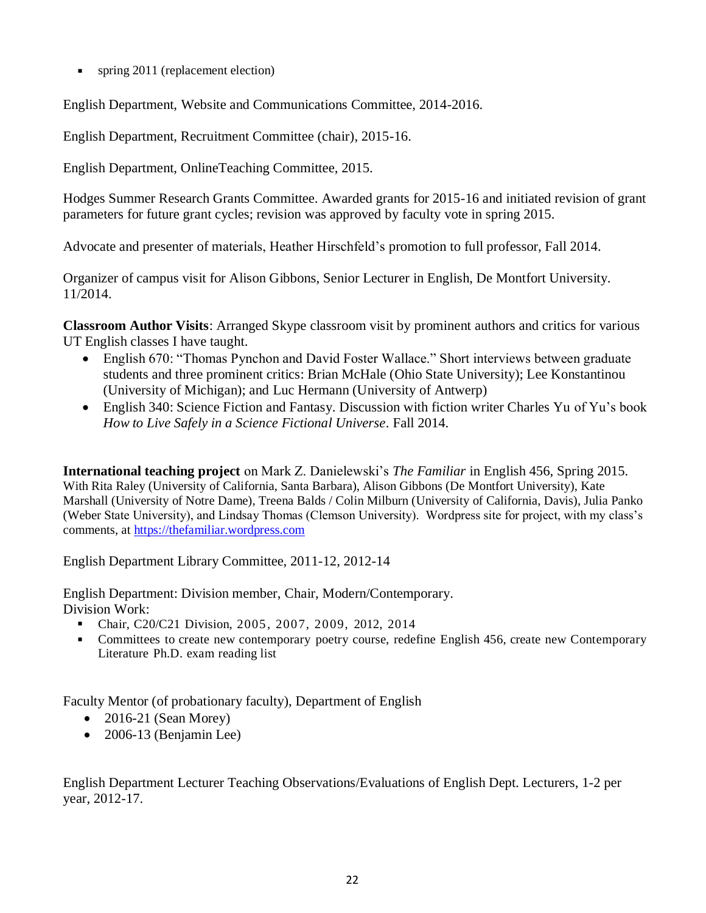- spring 2011 (replacement election)

English Department, Website and Communications Committee, 2014-2016.

English Department, Recruitment Committee (chair), 2015-16.

English Department, OnlineTeaching Committee, 2015.

Hodges Summer Research Grants Committee. Awarded grants for 2015-16 and initiated revision of grant parameters for future grant cycles; revision was approved by faculty vote in spring 2015.

Advocate and presenter of materials, Heather Hirschfeld's promotion to full professor, Fall 2014.

Organizer of campus visit for Alison Gibbons, Senior Lecturer in English, De Montfort University. 11/2014.

**Classroom Author Visits**: Arranged Skype classroom visit by prominent authors and critics for various UT English classes I have taught.

- English 670: "Thomas Pynchon and David Foster Wallace." Short interviews between graduate students and three prominent critics: Brian McHale (Ohio State University); Lee Konstantinou (University of Michigan); and Luc Hermann (University of Antwerp)
- English 340: Science Fiction and Fantasy. Discussion with fiction writer Charles Yu of Yu's book *How to Live Safely in a Science Fictional Universe*. Fall 2014.

**International teaching project** on Mark Z. Danielewski's *The Familiar* in English 456, Spring 2015. With Rita Raley (University of California, Santa Barbara), Alison Gibbons (De Montfort University), Kate Marshall (University of Notre Dame), Treena Balds / Colin Milburn (University of California, Davis), Julia Panko (Weber State University), and Lindsay Thomas (Clemson University). Wordpress site for project, with my class's comments, at [https://thefamiliar.wordpress.com](https://thefamiliar.wordpress.com)

English Department Library Committee, 2011-12, 2012-14

English Department: Division member, Chair, Modern/Contemporary.
Division Work:

- Chair, C20/C21 Division, 2005, 2007, 2009, 2012, 2014
- Committees to create new contemporary poetry course, redefine English 456, create new Contemporary Literature Ph.D. exam reading list

Faculty Mentor (of probationary faculty), Department of English

- 2016-21 (Sean Morey)
- 2006-13 (Benjamin Lee)

English Department Lecturer Teaching Observations/Evaluations of English Dept. Lecturers, 1-2 per year, 2012-17.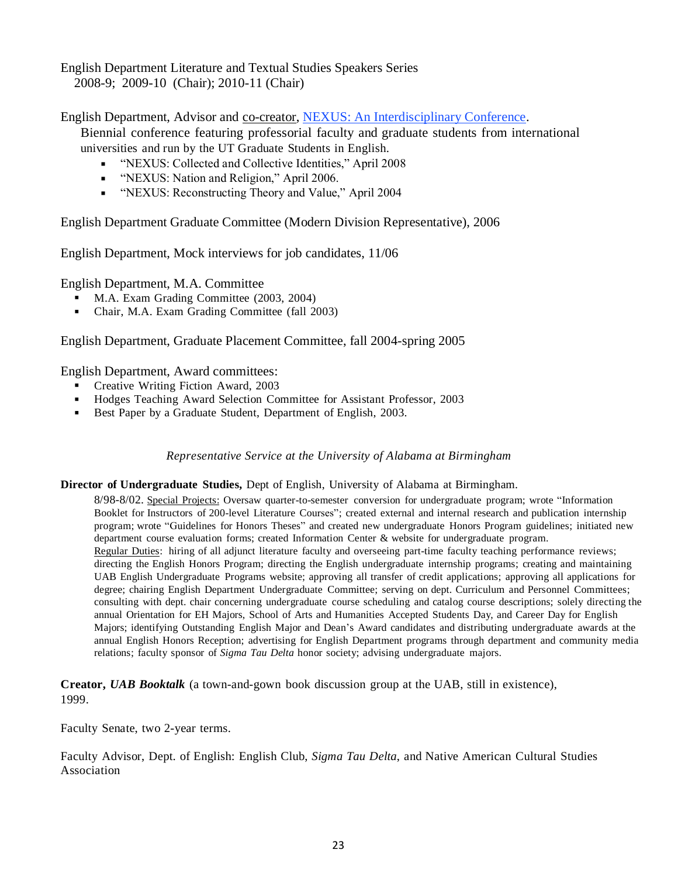English Department Literature and Textual Studies Speakers Series
2008-9; 2009-10 (Chair); 2010-11 (Chair)

English Department, Advisor and co-creator, [NEXUS: An Interdisciplinary Conference](). Biennial conference featuring professorial faculty and graduate students from international universities and run by the UT Graduate Students in English.

- "NEXUS: Collected and Collective Identities," April 2008
- "NEXUS: Nation and Religion," April 2006.
- "NEXUS: Reconstructing Theory and Value," April 2004

English Department Graduate Committee (Modern Division Representative), 2006

English Department, Mock interviews for job candidates, 11/06

English Department, M.A. Committee

- M.A. Exam Grading Committee (2003, 2004)
- Chair, M.A. Exam Grading Committee (fall 2003)

English Department, Graduate Placement Committee, fall 2004-spring 2005

English Department, Award committees:

- Creative Writing Fiction Award, 2003
- Hodges Teaching Award Selection Committee for Assistant Professor, 2003
- Best Paper by a Graduate Student, Department of English, 2003.

*Representative Service at the University of Alabama at Birmingham*

**Director of Undergraduate Studies,** Dept of English, University of Alabama at Birmingham.

8/98-8/02. Special Projects: Oversaw quarter-to-semester conversion for undergraduate program; wrote "Information Booklet for Instructors of 200-level Literature Courses"; created external and internal research and publication internship program; wrote "Guidelines for Honors Theses" and created new undergraduate Honors Program guidelines; initiated new department course evaluation forms; created Information Center & website for undergraduate program.
Regular Duties: hiring of all adjunct literature faculty and overseeing part-time faculty teaching performance reviews; directing the English Honors Program; directing the English undergraduate internship programs; creating and maintaining UAB English Undergraduate Programs website; approving all transfer of credit applications; approving all applications for degree; chairing English Department Undergraduate Committee; serving on dept. Curriculum and Personnel Committees; consulting with dept. chair concerning undergraduate course scheduling and catalog course descriptions; solely directing the annual Orientation for EH Majors, School of Arts and Humanities Accepted Students Day, and Career Day for English Majors; identifying Outstanding English Major and Dean's Award candidates and distributing undergraduate awards at the annual English Honors Reception; advertising for English Department programs through department and community media relations; faculty sponsor of *Sigma Tau Delta* honor society; advising undergraduate majors.

**Creator, *UAB Booktalk*** (a town-and-gown book discussion group at the UAB, still in existence), 1999.

Faculty Senate, two 2-year terms.

Faculty Advisor, Dept. of English: English Club, *Sigma Tau Delta*, and Native American Cultural Studies Association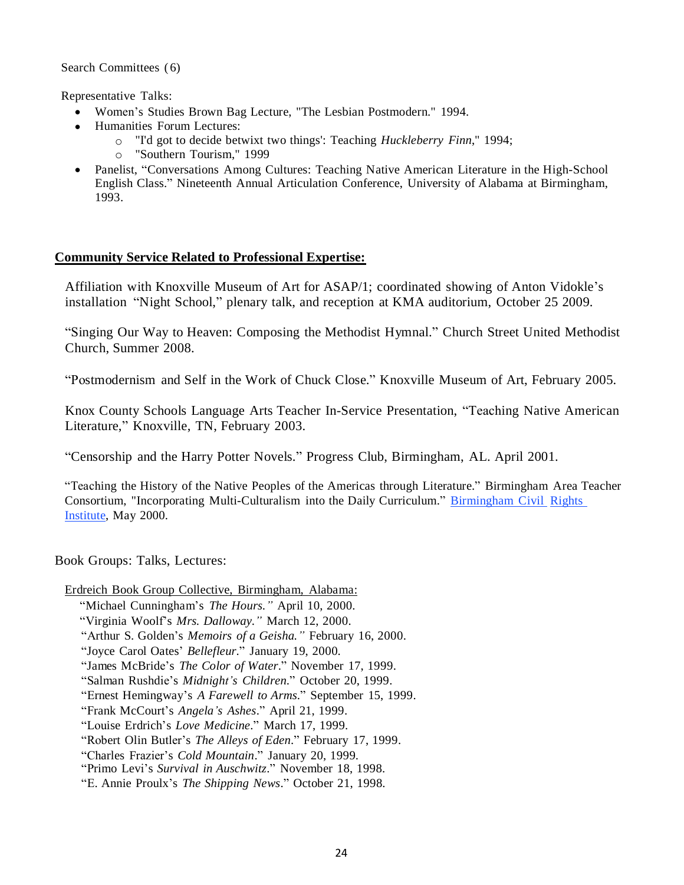Search Committees (6)

Representative Talks:

- Women's Studies Brown Bag Lecture, "The Lesbian Postmodern." 1994.
- Humanities Forum Lectures:
  - "I'd got to decide betwixt two things': Teaching *Huckleberry Finn*," 1994;
  - "Southern Tourism," 1999
- Panelist, "Conversations Among Cultures: Teaching Native American Literature in the High-School English Class." Nineteenth Annual Articulation Conference, University of Alabama at Birmingham, 1993.

## Community Service Related to Professional Expertise:

Affiliation with Knoxville Museum of Art for ASAP/1; coordinated showing of Anton Vidokle's installation "Night School," plenary talk, and reception at KMA auditorium, October 25 2009.

"Singing Our Way to Heaven: Composing the Methodist Hymnal." Church Street United Methodist Church, Summer 2008.

"Postmodernism and Self in the Work of Chuck Close." Knoxville Museum of Art, February 2005.

Knox County Schools Language Arts Teacher In-Service Presentation, "Teaching Native American Literature," Knoxville, TN, February 2003.

"Censorship and the Harry Potter Novels." Progress Club, Birmingham, AL. April 2001.

"Teaching the History of the Native Peoples of the Americas through Literature." Birmingham Area Teacher Consortium, "Incorporating Multi-Culturalism into the Daily Curriculum." Birmingham Civil Rights Institute, May 2000.

Book Groups: Talks, Lectures:

Erdreich Book Group Collective, Birmingham, Alabama:

"Michael Cunningham's *The Hours."* April 10, 2000.
"Virginia Woolf's *Mrs. Dalloway."* March 12, 2000.
"Arthur S. Golden's *Memoirs of a Geisha."* February 16, 2000.
"Joyce Carol Oates' *Bellefleur*." January 19, 2000.
"James McBride's *The Color of Water*." November 17, 1999.
"Salman Rushdie's *Midnight's Children*." October 20, 1999.
"Ernest Hemingway's *A Farewell to Arms*." September 15, 1999.
"Frank McCourt's *Angela's Ashes*." April 21, 1999.
"Louise Erdrich's *Love Medicine*." March 17, 1999.
"Robert Olin Butler's *The Alleys of Eden*." February 17, 1999.
"Charles Frazier's *Cold Mountain*." January 20, 1999.
"Primo Levi's *Survival in Auschwitz*." November 18, 1998.
"E. Annie Proulx's *The Shipping News*." October 21, 1998.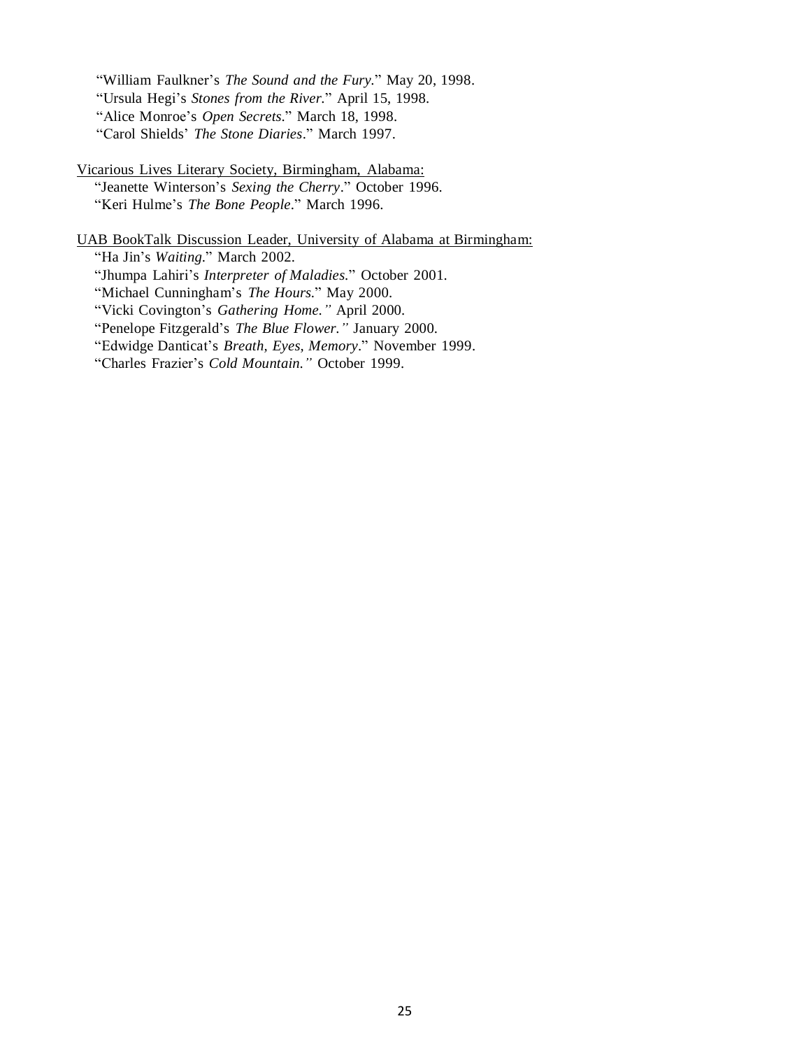"William Faulkner's *The Sound and the Fury.*" May 20, 1998.
"Ursula Hegi's *Stones from the River.*" April 15, 1998.
"Alice Monroe's *Open Secrets.*" March 18, 1998.
"Carol Shields' *The Stone Diaries*." March 1997.

<u>Vicarious Lives Literary Society, Birmingham, Alabama:</u>
"Jeanette Winterson's *Sexing the Cherry*." October 1996.
"Keri Hulme's *The Bone People*." March 1996.

<u>UAB BookTalk Discussion Leader, University of Alabama at Birmingham:</u>
"Ha Jin's *Waiting.*" March 2002.
"Jhumpa Lahiri's *Interpreter of Maladies.*" October 2001.
"Michael Cunningham's *The Hours.*" May 2000.
"Vicki Covington's *Gathering Home."* April 2000.
"Penelope Fitzgerald's *The Blue Flower."* January 2000.
"Edwidge Danticat's *Breath, Eyes, Memory*." November 1999.
"Charles Frazier's *Cold Mountain."* October 1999.